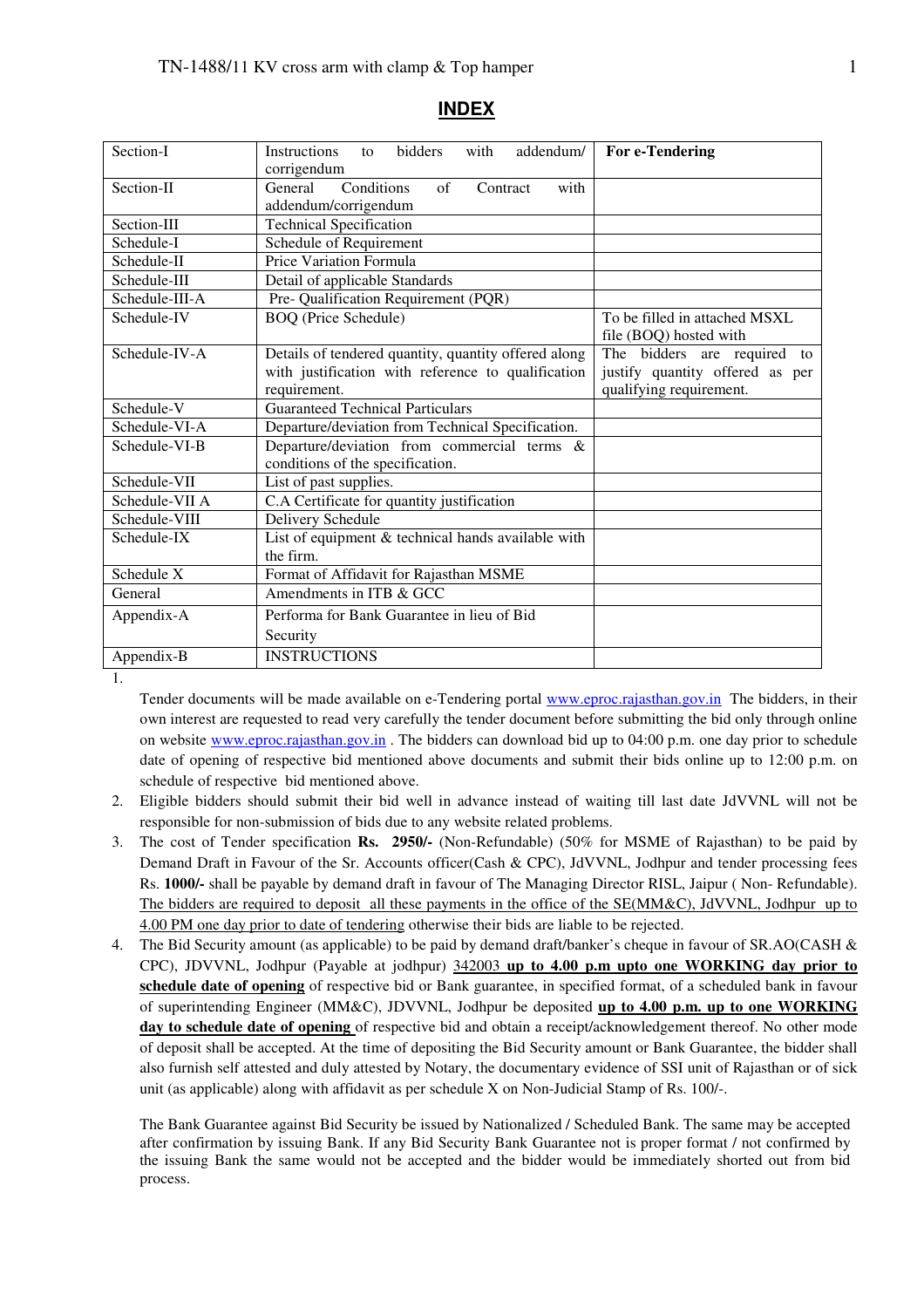TN-1488/11 KV cross arm with clamp & Top hamper

## INDEX

| | | |
|---|---|---|
| Section-I | Instructions to bidders with addendum/ corrigendum | **For e-Tendering** |
| Section-II | General Conditions of Contract with addendum/corrigendum | |
| Section-III | Technical Specification | |
| Schedule-I | Schedule of Requirement | |
| Schedule-II | Price Variation Formula | |
| Schedule-III | Detail of applicable Standards | |
| Schedule-III-A | Pre- Qualification Requirement (PQR) | |
| Schedule-IV | BOQ (Price Schedule) | To be filled in attached MSXL file (BOQ) hosted with |
| Schedule-IV-A | Details of tendered quantity, quantity offered along with justification with reference to qualification requirement. | The bidders are required to justify quantity offered as per qualifying requirement. |
| Schedule-V | Guaranteed Technical Particulars | |
| Schedule-VI-A | Departure/deviation from Technical Specification. | |
| Schedule-VI-B | Departure/deviation from commercial terms & conditions of the specification. | |
| Schedule-VII | List of past supplies. | |
| Schedule-VII A | C.A Certificate for quantity justification | |
| Schedule-VIII | Delivery Schedule | |
| Schedule-IX | List of equipment & technical hands available with the firm. | |
| Schedule X | Format of Affidavit for Rajasthan MSME | |
| General | Amendments in ITB & GCC | |
| Appendix-A | Performa for Bank Guarantee in lieu of Bid Security | |
| Appendix-B | INSTRUCTIONS | |

1. Tender documents will be made available on e-Tendering portal www.eproc.rajasthan.gov.in The bidders, in their own interest are requested to read very carefully the tender document before submitting the bid only through online on website www.eproc.rajasthan.gov.in . The bidders can download bid up to 04:00 p.m. one day prior to schedule date of opening of respective bid mentioned above documents and submit their bids online up to 12:00 p.m. on schedule of respective bid mentioned above.
2. Eligible bidders should submit their bid well in advance instead of waiting till last date JdVVNL will not be responsible for non-submission of bids due to any website related problems.
3. The cost of Tender specification **Rs. 2950/-** (Non-Refundable) (50% for MSME of Rajasthan) to be paid by Demand Draft in Favour of the Sr. Accounts officer(Cash & CPC), JdVVNL, Jodhpur and tender processing fees Rs. **1000/-** shall be payable by demand draft in favour of The Managing Director RISL, Jaipur ( Non- Refundable). The bidders are required to deposit all these payments in the office of the SE(MM&C), JdVVNL, Jodhpur up to 4.00 PM one day prior to date of tendering otherwise their bids are liable to be rejected.
4. The Bid Security amount (as applicable) to be paid by demand draft/banker's cheque in favour of SR.AO(CASH & CPC), JDVVNL, Jodhpur (Payable at jodhpur) 342003 **up to 4.00 p.m upto one WORKING day prior to schedule date of opening** of respective bid or Bank guarantee, in specified format, of a scheduled bank in favour of superintending Engineer (MM&C), JDVVNL, Jodhpur be deposited **up to 4.00 p.m. up to one WORKING day to schedule date of opening** of respective bid and obtain a receipt/acknowledgement thereof. No other mode of deposit shall be accepted. At the time of depositing the Bid Security amount or Bank Guarantee, the bidder shall also furnish self attested and duly attested by Notary, the documentary evidence of SSI unit of Rajasthan or of sick unit (as applicable) along with affidavit as per schedule X on Non-Judicial Stamp of Rs. 100/-.

   The Bank Guarantee against Bid Security be issued by Nationalized / Scheduled Bank. The same may be accepted after confirmation by issuing Bank. If any Bid Security Bank Guarantee not is proper format / not confirmed by the issuing Bank the same would not be accepted and the bidder would be immediately shorted out from bid process.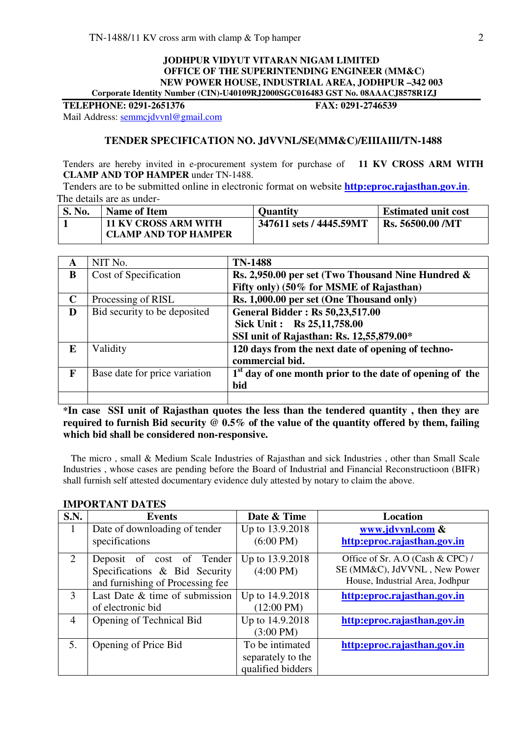**JODHPUR VIDYUT VITARAN NIGAM LIMITED**
**OFFICE OF THE SUPERINTENDING ENGINEER (MM&C)**
**NEW POWER HOUSE, INDUSTRIAL AREA, JODHPUR –342 003**
**Corporate Identity Number (CIN)-U40109RJ2000SGC016483 GST No. 08AAACJ8578R1ZJ**

**TELEPHONE: 0291-2651376** **FAX: 0291-2746539**

Mail Address: semmcjdvvnl@gmail.com

## TENDER SPECIFICATION NO. JdVVNL/SE(MM&C)/EIIIAIII/TN-1488

Tenders are hereby invited in e-procurement system for purchase of **11 KV CROSS ARM WITH CLAMP AND TOP HAMPER** under TN-1488.

Tenders are to be submitted online in electronic format on website **http:eproc.rajasthan.gov.in**.

The details are as under-

| S. No. | Name of Item | Quantity | Estimated unit cost |
|---|---|---|---|
| 1 | **11 KV CROSS ARM WITH CLAMP AND TOP HAMPER** | **347611 sets / 4445.59MT** | **Rs. 56500.00 /MT** |

| | | |
|---|---|---|
| **A** | NIT No. | **TN-1488** |
| **B** | Cost of Specification | **Rs. 2,950.00 per set (Two Thousand Nine Hundred & Fifty only) (50% for MSME of Rajasthan)** |
| **C** | Processing of RISL | **Rs. 1,000.00 per set (One Thousand only)** |
| **D** | Bid security to be deposited | **General Bidder : Rs 50,23,517.00**<br>**Sick Unit : Rs 25,11,758.00**<br>**SSI unit of Rajasthan: Rs. 12,55,879.00*** |
| **E** | Validity | **120 days from the next date of opening of techno-commercial bid.** |
| **F** | Base date for price variation | **1st day of one month prior to the date of opening of the bid** |
| | | |

***In case SSI unit of Rajasthan quotes the less than the tendered quantity , then they are required to furnish Bid security @ 0.5% of the value of the quantity offered by them, failing which bid shall be considered non-responsive.**

The micro , small & Medium Scale Industries of Rajasthan and sick Industries , other than Small Scale Industries , whose cases are pending before the Board of Industrial and Financial Reconstructioon (BIFR) shall furnish self attested documentary evidence duly attested by notary to claim the above.

**IMPORTANT DATES**

| S.N. | Events | Date & Time | Location |
|---|---|---|---|
| 1 | Date of downloading of tender specifications | Up to 13.9.2018 (6:00 PM) | **www.jdvvnl.com & http:eproc.rajasthan.gov.in** |
| 2 | Deposit of cost of Tender Specifications & Bid Security and furnishing of Processing fee | Up to 13.9.2018 (4:00 PM) | Office of Sr. A.O (Cash & CPC) / SE (MM&C), JdVVNL , New Power House, Industrial Area, Jodhpur |
| 3 | Last Date & time of submission of electronic bid | Up to 14.9.2018 (12:00 PM) | **http:eproc.rajasthan.gov.in** |
| 4 | Opening of Technical Bid | Up to 14.9.2018 (3:00 PM) | **http:eproc.rajasthan.gov.in** |
| 5. | Opening of Price Bid | To be intimated separately to the qualified bidders | **http:eproc.rajasthan.gov.in** |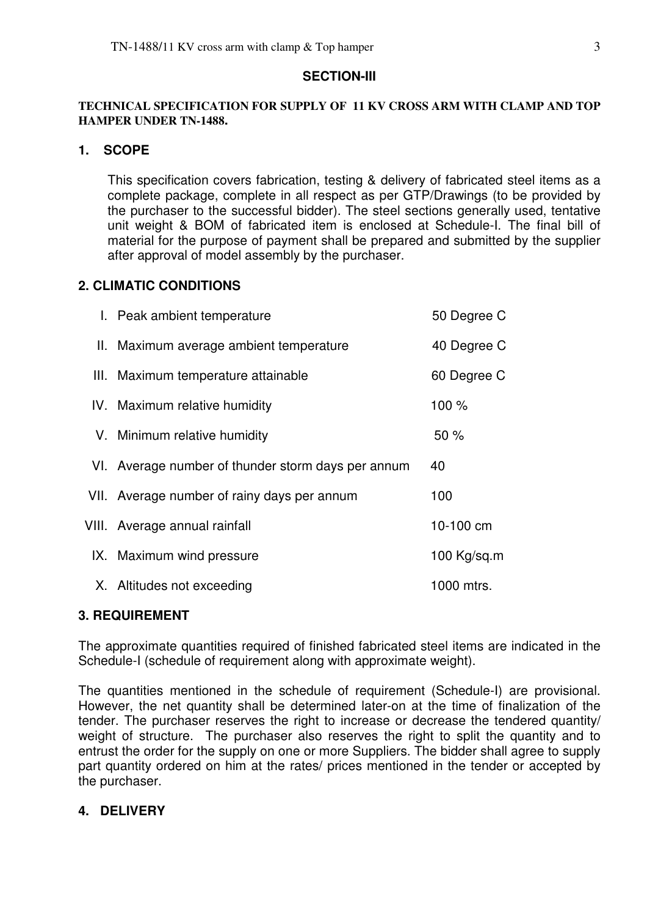## SECTION-III

**TECHNICAL SPECIFICATION FOR SUPPLY OF 11 KV CROSS ARM WITH CLAMP AND TOP HAMPER UNDER TN-1488.**

### 1. SCOPE

This specification covers fabrication, testing & delivery of fabricated steel items as a complete package, complete in all respect as per GTP/Drawings (to be provided by the purchaser to the successful bidder). The steel sections generally used, tentative unit weight & BOM of fabricated item is enclosed at Schedule-I. The final bill of material for the purpose of payment shall be prepared and submitted by the supplier after approval of model assembly by the purchaser.

### 2. CLIMATIC CONDITIONS

| | | |
|---|---|---|
| I. | Peak ambient temperature | 50 Degree C |
| II. | Maximum average ambient temperature | 40 Degree C |
| III. | Maximum temperature attainable | 60 Degree C |
| IV. | Maximum relative humidity | 100 % |
| V. | Minimum relative humidity | 50 % |
| VI. | Average number of thunder storm days per annum | 40 |
| VII. | Average number of rainy days per annum | 100 |
| VIII. | Average annual rainfall | 10-100 cm |
| IX. | Maximum wind pressure | 100 Kg/sq.m |
| X. | Altitudes not exceeding | 1000 mtrs. |

### 3. REQUIREMENT

The approximate quantities required of finished fabricated steel items are indicated in the Schedule-I (schedule of requirement along with approximate weight).

The quantities mentioned in the schedule of requirement (Schedule-I) are provisional. However, the net quantity shall be determined later-on at the time of finalization of the tender. The purchaser reserves the right to increase or decrease the tendered quantity/ weight of structure. The purchaser also reserves the right to split the quantity and to entrust the order for the supply on one or more Suppliers. The bidder shall agree to supply part quantity ordered on him at the rates/ prices mentioned in the tender or accepted by the purchaser.

### 4. DELIVERY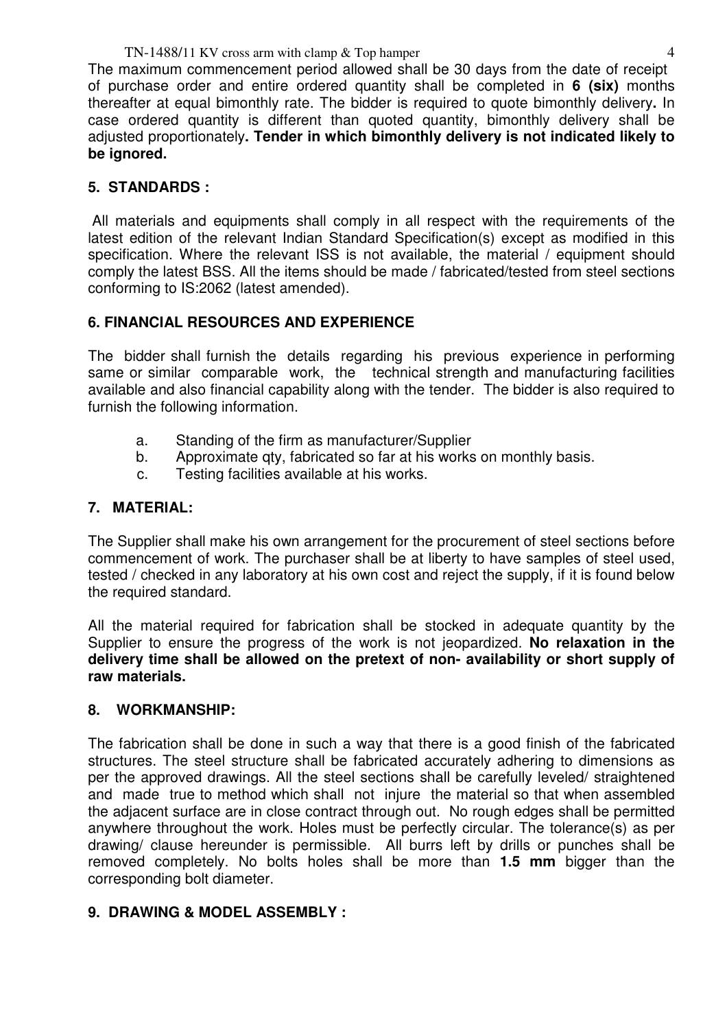The maximum commencement period allowed shall be 30 days from the date of receipt of purchase order and entire ordered quantity shall be completed in **6 (six)** months thereafter at equal bimonthly rate. The bidder is required to quote bimonthly delivery**.** In case ordered quantity is different than quoted quantity, bimonthly delivery shall be adjusted proportionately**. Tender in which bimonthly delivery is not indicated likely to be ignored.**

## 5. STANDARDS :

All materials and equipments shall comply in all respect with the requirements of the latest edition of the relevant Indian Standard Specification(s) except as modified in this specification. Where the relevant ISS is not available, the material / equipment should comply the latest BSS. All the items should be made / fabricated/tested from steel sections conforming to IS:2062 (latest amended).

## 6. FINANCIAL RESOURCES AND EXPERIENCE

The bidder shall furnish the details regarding his previous experience in performing same or similar comparable work, the technical strength and manufacturing facilities available and also financial capability along with the tender. The bidder is also required to furnish the following information.

a. Standing of the firm as manufacturer/Supplier
b. Approximate qty, fabricated so far at his works on monthly basis.
c. Testing facilities available at his works.

## 7. MATERIAL:

The Supplier shall make his own arrangement for the procurement of steel sections before commencement of work. The purchaser shall be at liberty to have samples of steel used, tested / checked in any laboratory at his own cost and reject the supply, if it is found below the required standard.

All the material required for fabrication shall be stocked in adequate quantity by the Supplier to ensure the progress of the work is not jeopardized. **No relaxation in the delivery time shall be allowed on the pretext of non- availability or short supply of raw materials.**

## 8. WORKMANSHIP:

The fabrication shall be done in such a way that there is a good finish of the fabricated structures. The steel structure shall be fabricated accurately adhering to dimensions as per the approved drawings. All the steel sections shall be carefully leveled/ straightened and made true to method which shall not injure the material so that when assembled the adjacent surface are in close contract through out. No rough edges shall be permitted anywhere throughout the work. Holes must be perfectly circular. The tolerance(s) as per drawing/ clause hereunder is permissible. All burrs left by drills or punches shall be removed completely. No bolts holes shall be more than **1.5 mm** bigger than the corresponding bolt diameter.

## 9. DRAWING & MODEL ASSEMBLY :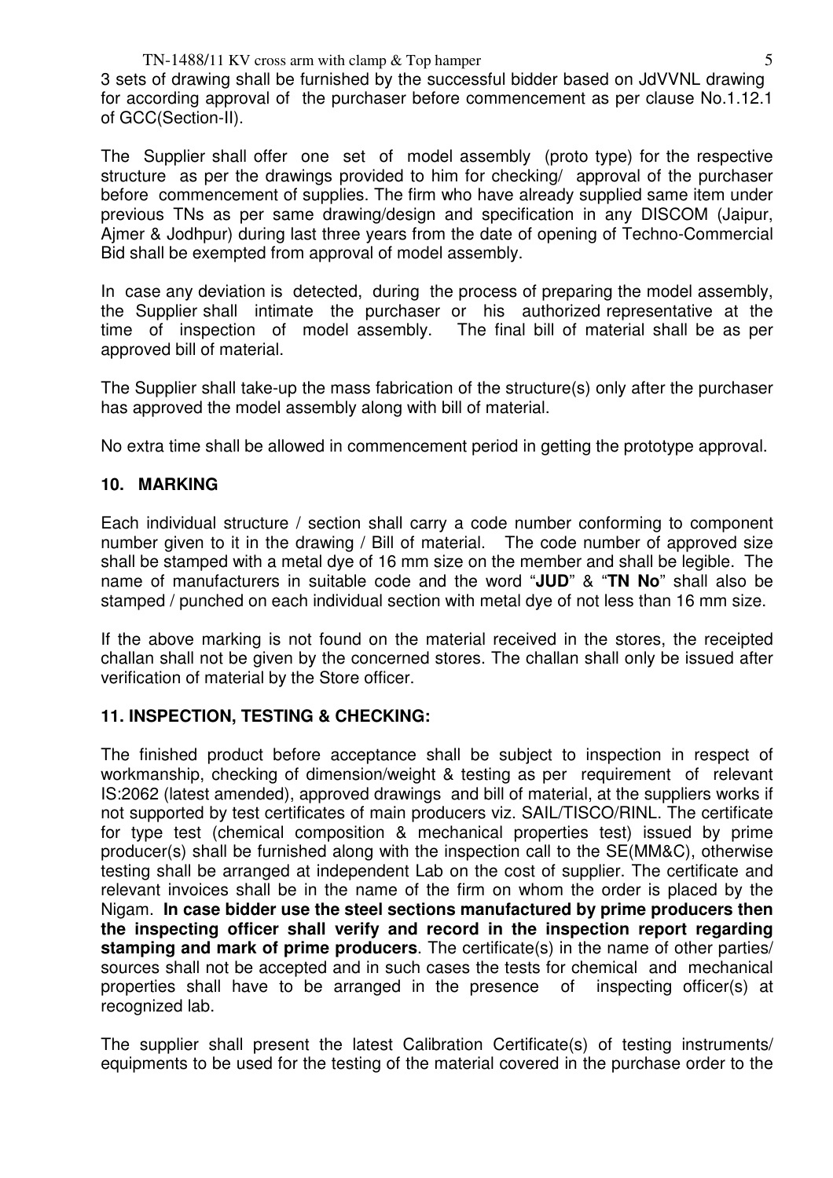3 sets of drawing shall be furnished by the successful bidder based on JdVVNL drawing for according approval of the purchaser before commencement as per clause No.1.12.1 of GCC(Section-II).

The Supplier shall offer one set of model assembly (proto type) for the respective structure as per the drawings provided to him for checking/ approval of the purchaser before commencement of supplies. The firm who have already supplied same item under previous TNs as per same drawing/design and specification in any DISCOM (Jaipur, Ajmer & Jodhpur) during last three years from the date of opening of Techno-Commercial Bid shall be exempted from approval of model assembly.

In case any deviation is detected, during the process of preparing the model assembly, the Supplier shall intimate the purchaser or his authorized representative at the time of inspection of model assembly. The final bill of material shall be as per approved bill of material.

The Supplier shall take-up the mass fabrication of the structure(s) only after the purchaser has approved the model assembly along with bill of material.

No extra time shall be allowed in commencement period in getting the prototype approval.

## 10. MARKING

Each individual structure / section shall carry a code number conforming to component number given to it in the drawing / Bill of material. The code number of approved size shall be stamped with a metal dye of 16 mm size on the member and shall be legible. The name of manufacturers in suitable code and the word "**JUD**" & "**TN No**" shall also be stamped / punched on each individual section with metal dye of not less than 16 mm size.

If the above marking is not found on the material received in the stores, the receipted challan shall not be given by the concerned stores. The challan shall only be issued after verification of material by the Store officer.

## 11. INSPECTION, TESTING & CHECKING:

The finished product before acceptance shall be subject to inspection in respect of workmanship, checking of dimension/weight & testing as per requirement of relevant IS:2062 (latest amended), approved drawings and bill of material, at the suppliers works if not supported by test certificates of main producers viz. SAIL/TISCO/RINL. The certificate for type test (chemical composition & mechanical properties test) issued by prime producer(s) shall be furnished along with the inspection call to the SE(MM&C), otherwise testing shall be arranged at independent Lab on the cost of supplier. The certificate and relevant invoices shall be in the name of the firm on whom the order is placed by the Nigam. **In case bidder use the steel sections manufactured by prime producers then the inspecting officer shall verify and record in the inspection report regarding stamping and mark of prime producers**. The certificate(s) in the name of other parties/ sources shall not be accepted and in such cases the tests for chemical and mechanical properties shall have to be arranged in the presence of inspecting officer(s) at recognized lab.

The supplier shall present the latest Calibration Certificate(s) of testing instruments/ equipments to be used for the testing of the material covered in the purchase order to the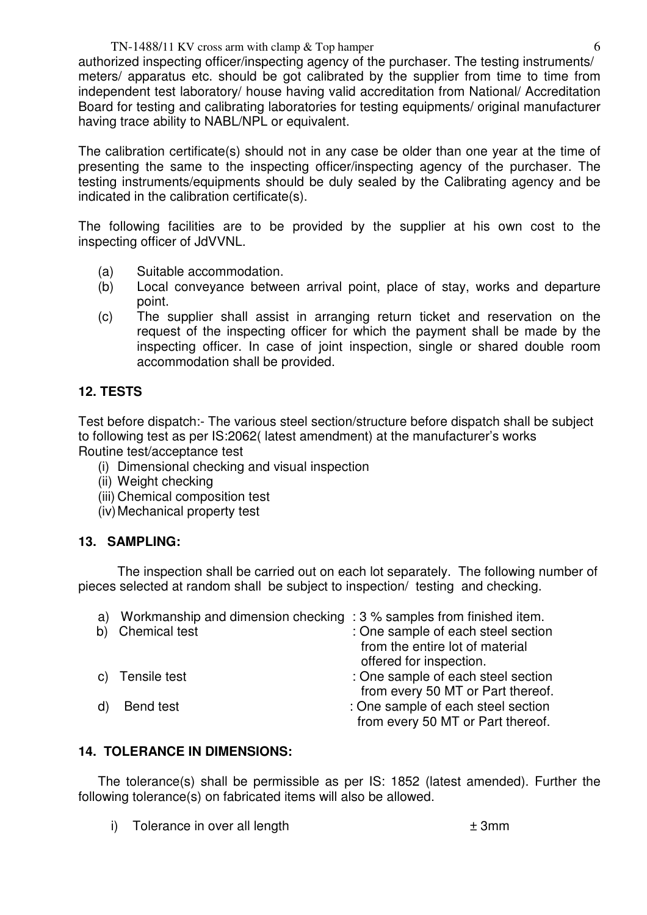authorized inspecting officer/inspecting agency of the purchaser. The testing instruments/ meters/ apparatus etc. should be got calibrated by the supplier from time to time from independent test laboratory/ house having valid accreditation from National/ Accreditation Board for testing and calibrating laboratories for testing equipments/ original manufacturer having trace ability to NABL/NPL or equivalent.

The calibration certificate(s) should not in any case be older than one year at the time of presenting the same to the inspecting officer/inspecting agency of the purchaser. The testing instruments/equipments should be duly sealed by the Calibrating agency and be indicated in the calibration certificate(s).

The following facilities are to be provided by the supplier at his own cost to the inspecting officer of JdVVNL.

(a) Suitable accommodation.
(b) Local conveyance between arrival point, place of stay, works and departure point.
(c) The supplier shall assist in arranging return ticket and reservation on the request of the inspecting officer for which the payment shall be made by the inspecting officer. In case of joint inspection, single or shared double room accommodation shall be provided.

## 12. TESTS

Test before dispatch:- The various steel section/structure before dispatch shall be subject to following test as per IS:2062( latest amendment) at the manufacturer's works
Routine test/acceptance test

(i) Dimensional checking and visual inspection
(ii) Weight checking
(iii) Chemical composition test
(iv) Mechanical property test

## 13. SAMPLING:

The inspection shall be carried out on each lot separately. The following number of pieces selected at random shall be subject to inspection/ testing and checking.

a) Workmanship and dimension checking : 3 % samples from finished item.
b) Chemical test : One sample of each steel section from the entire lot of material offered for inspection.
c) Tensile test : One sample of each steel section from every 50 MT or Part thereof.
d) Bend test : One sample of each steel section from every 50 MT or Part thereof.

## 14. TOLERANCE IN DIMENSIONS:

The tolerance(s) shall be permissible as per IS: 1852 (latest amended). Further the following tolerance(s) on fabricated items will also be allowed.

i) Tolerance in over all length ± 3mm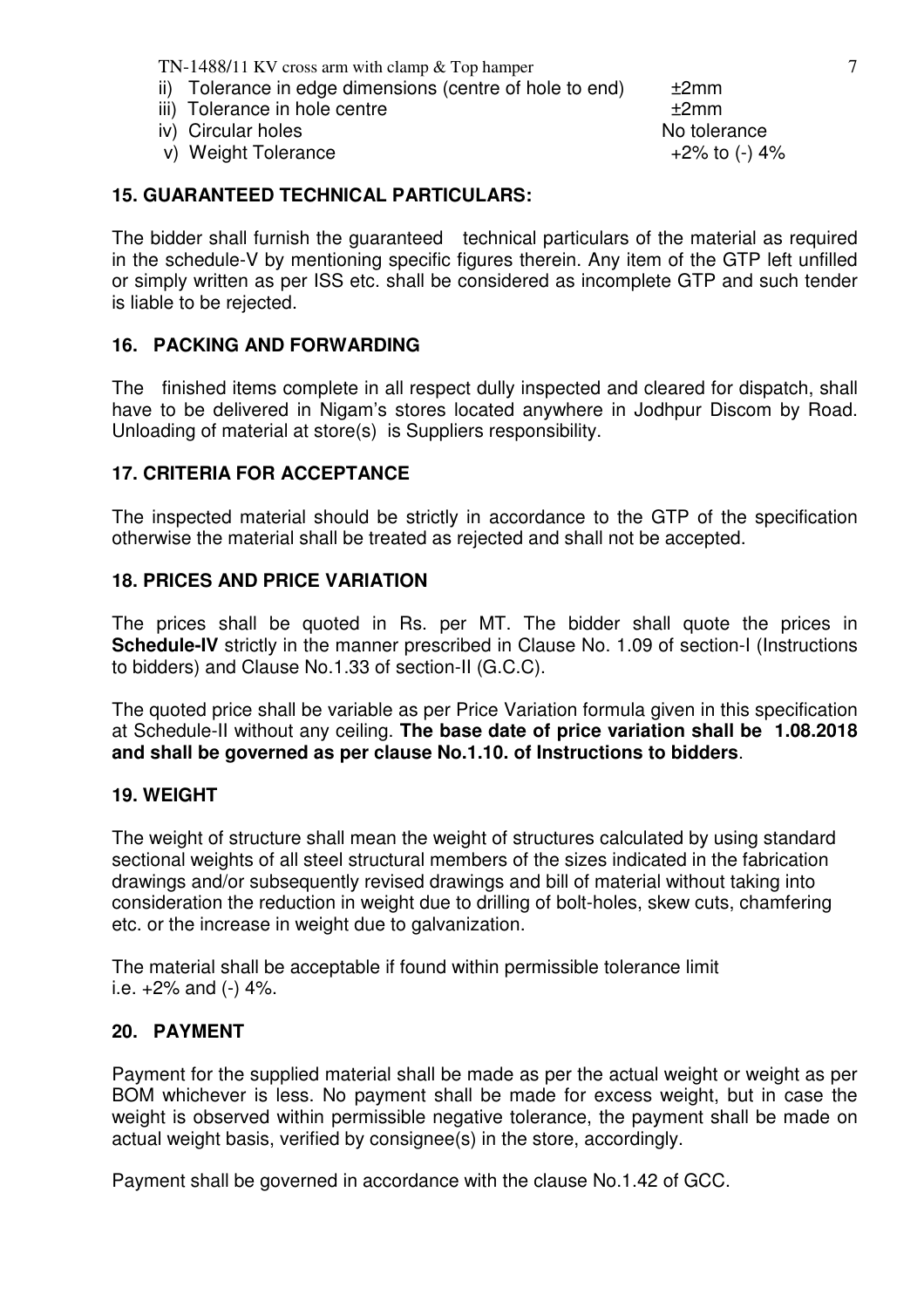ii) Tolerance in edge dimensions (centre of hole to end) ±2mm
iii) Tolerance in hole centre ±2mm
iv) Circular holes No tolerance
v) Weight Tolerance +2% to (-) 4%

## 15. GUARANTEED TECHNICAL PARTICULARS:

The bidder shall furnish the guaranteed technical particulars of the material as required in the schedule-V by mentioning specific figures therein. Any item of the GTP left unfilled or simply written as per ISS etc. shall be considered as incomplete GTP and such tender is liable to be rejected.

## 16. PACKING AND FORWARDING

The finished items complete in all respect dully inspected and cleared for dispatch, shall have to be delivered in Nigam's stores located anywhere in Jodhpur Discom by Road. Unloading of material at store(s) is Suppliers responsibility.

## 17. CRITERIA FOR ACCEPTANCE

The inspected material should be strictly in accordance to the GTP of the specification otherwise the material shall be treated as rejected and shall not be accepted.

## 18. PRICES AND PRICE VARIATION

The prices shall be quoted in Rs. per MT. The bidder shall quote the prices in **Schedule-IV** strictly in the manner prescribed in Clause No. 1.09 of section-I (Instructions to bidders) and Clause No.1.33 of section-II (G.C.C).

The quoted price shall be variable as per Price Variation formula given in this specification at Schedule-II without any ceiling. **The base date of price variation shall be 1.08.2018 and shall be governed as per clause No.1.10. of Instructions to bidders**.

## 19. WEIGHT

The weight of structure shall mean the weight of structures calculated by using standard sectional weights of all steel structural members of the sizes indicated in the fabrication drawings and/or subsequently revised drawings and bill of material without taking into consideration the reduction in weight due to drilling of bolt-holes, skew cuts, chamfering etc. or the increase in weight due to galvanization.

The material shall be acceptable if found within permissible tolerance limit i.e. +2% and (-) 4%.

## 20. PAYMENT

Payment for the supplied material shall be made as per the actual weight or weight as per BOM whichever is less. No payment shall be made for excess weight, but in case the weight is observed within permissible negative tolerance, the payment shall be made on actual weight basis, verified by consignee(s) in the store, accordingly.

Payment shall be governed in accordance with the clause No.1.42 of GCC.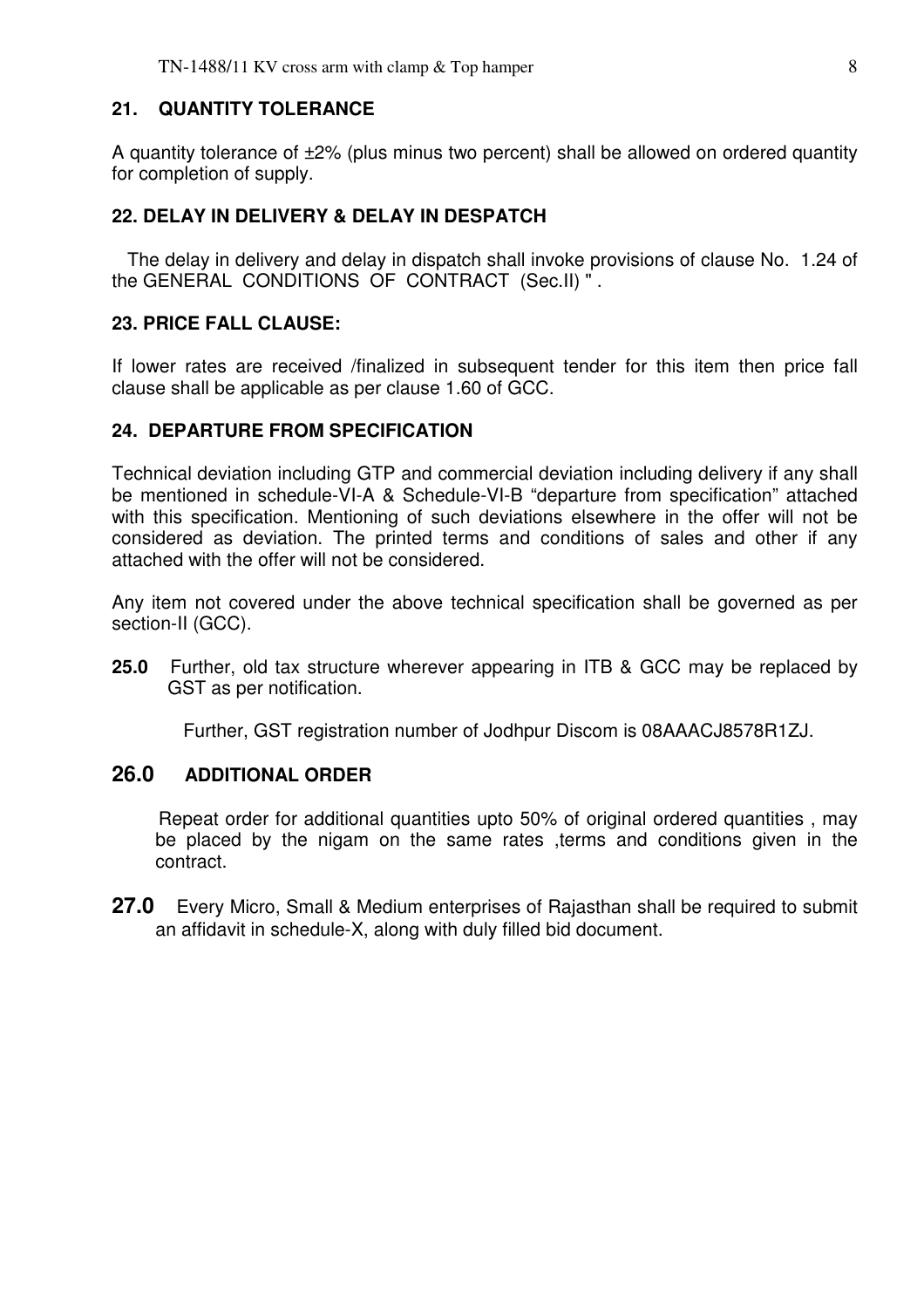## 21. QUANTITY TOLERANCE

A quantity tolerance of ±2% (plus minus two percent) shall be allowed on ordered quantity for completion of supply.

## 22. DELAY IN DELIVERY & DELAY IN DESPATCH

The delay in delivery and delay in dispatch shall invoke provisions of clause No. 1.24 of the GENERAL CONDITIONS OF CONTRACT (Sec.II) " .

## 23. PRICE FALL CLAUSE:

If lower rates are received /finalized in subsequent tender for this item then price fall clause shall be applicable as per clause 1.60 of GCC.

## 24. DEPARTURE FROM SPECIFICATION

Technical deviation including GTP and commercial deviation including delivery if any shall be mentioned in schedule-VI-A & Schedule-VI-B "departure from specification" attached with this specification. Mentioning of such deviations elsewhere in the offer will not be considered as deviation. The printed terms and conditions of sales and other if any attached with the offer will not be considered.

Any item not covered under the above technical specification shall be governed as per section-II (GCC).

**25.0** Further, old tax structure wherever appearing in ITB & GCC may be replaced by GST as per notification.

Further, GST registration number of Jodhpur Discom is 08AAACJ8578R1ZJ.

## 26.0 ADDITIONAL ORDER

Repeat order for additional quantities upto 50% of original ordered quantities , may be placed by the nigam on the same rates ,terms and conditions given in the contract.

**27.0** Every Micro, Small & Medium enterprises of Rajasthan shall be required to submit an affidavit in schedule-X, along with duly filled bid document.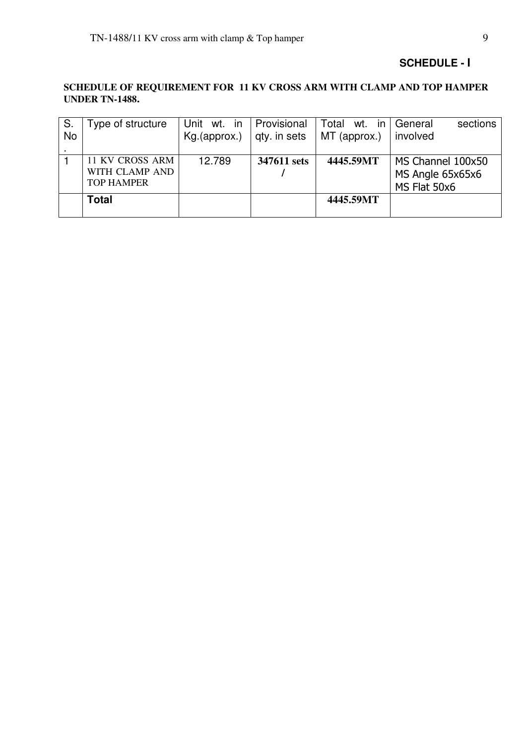**SCHEDULE - I**

**SCHEDULE OF REQUIREMENT FOR 11 KV CROSS ARM WITH CLAMP AND TOP HAMPER UNDER TN-1488.**

| S. No. | Type of structure | Unit wt. in Kg.(approx.) | Provisional qty. in sets | Total wt. in MT (approx.) | General sections involved |
|---|---|---|---|---|---|
| 1 | 11 KV CROSS ARM WITH CLAMP AND TOP HAMPER | 12.789 | **347611 sets /** | **4445.59MT** | MS Channel 100x50<br>MS Angle 65x65x6<br>MS Flat 50x6 |
| | **Total** | | | **4445.59MT** | |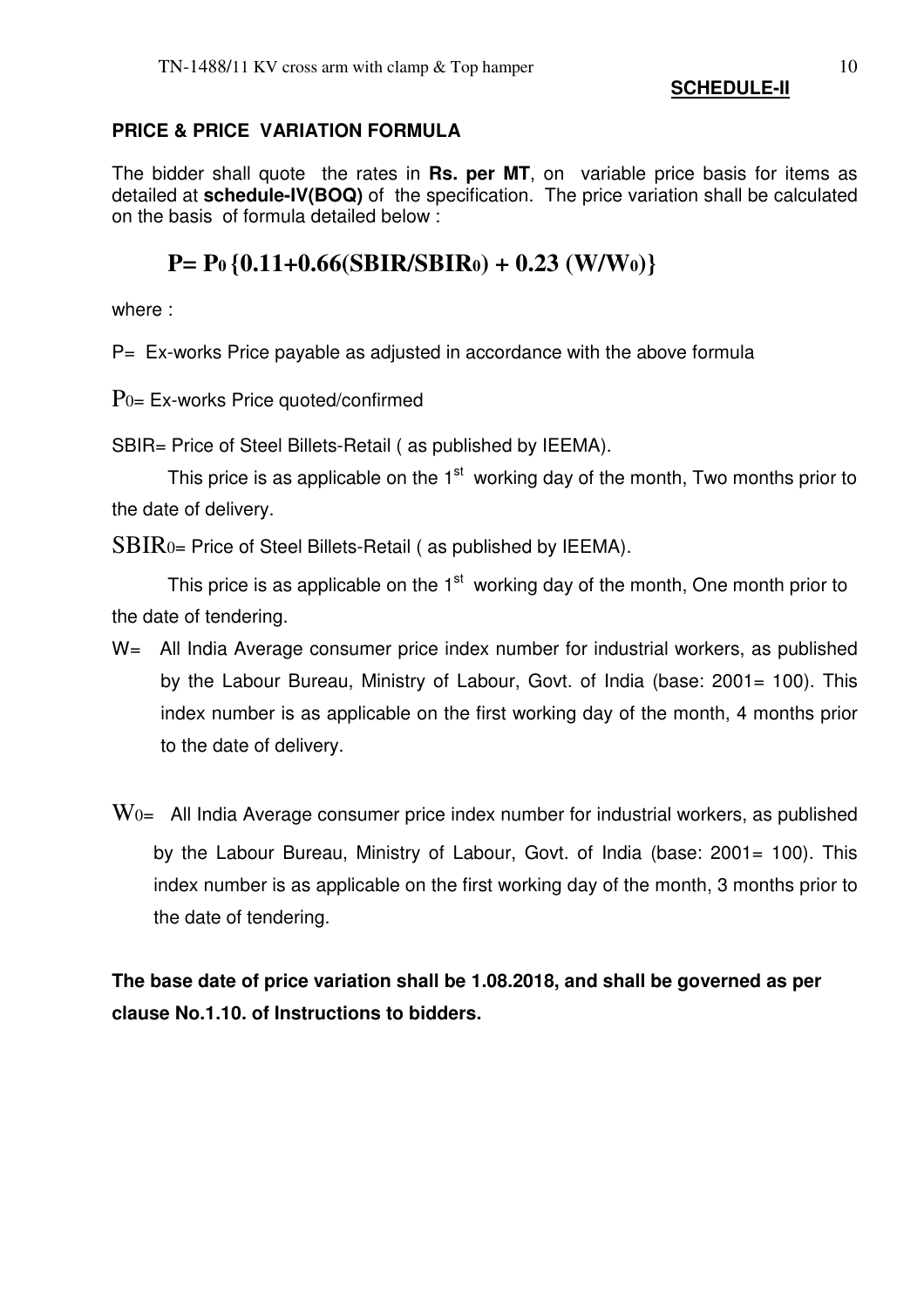**SCHEDULE-II**

**PRICE & PRICE VARIATION FORMULA**

The bidder shall quote the rates in **Rs. per MT**, on variable price basis for items as detailed at **schedule-IV(BOQ)** of the specification. The price variation shall be calculated on the basis of formula detailed below :

$$P= P_0 \{0.11+0.66(SBIR/SBIR_0) + 0.23 (W/W_0)\}$$

where :

P= Ex-works Price payable as adjusted in accordance with the above formula

$P_0$= Ex-works Price quoted/confirmed

SBIR= Price of Steel Billets-Retail ( as published by IEEMA).

This price is as applicable on the 1st working day of the month, Two months prior to the date of delivery.

$SBIR_0$= Price of Steel Billets-Retail ( as published by IEEMA).

This price is as applicable on the 1st working day of the month, One month prior to the date of tendering.

W= All India Average consumer price index number for industrial workers, as published by the Labour Bureau, Ministry of Labour, Govt. of India (base: 2001= 100). This index number is as applicable on the first working day of the month, 4 months prior to the date of delivery.

$W_0$= All India Average consumer price index number for industrial workers, as published by the Labour Bureau, Ministry of Labour, Govt. of India (base: 2001= 100). This index number is as applicable on the first working day of the month, 3 months prior to the date of tendering.

**The base date of price variation shall be 1.08.2018, and shall be governed as per clause No.1.10. of Instructions to bidders.**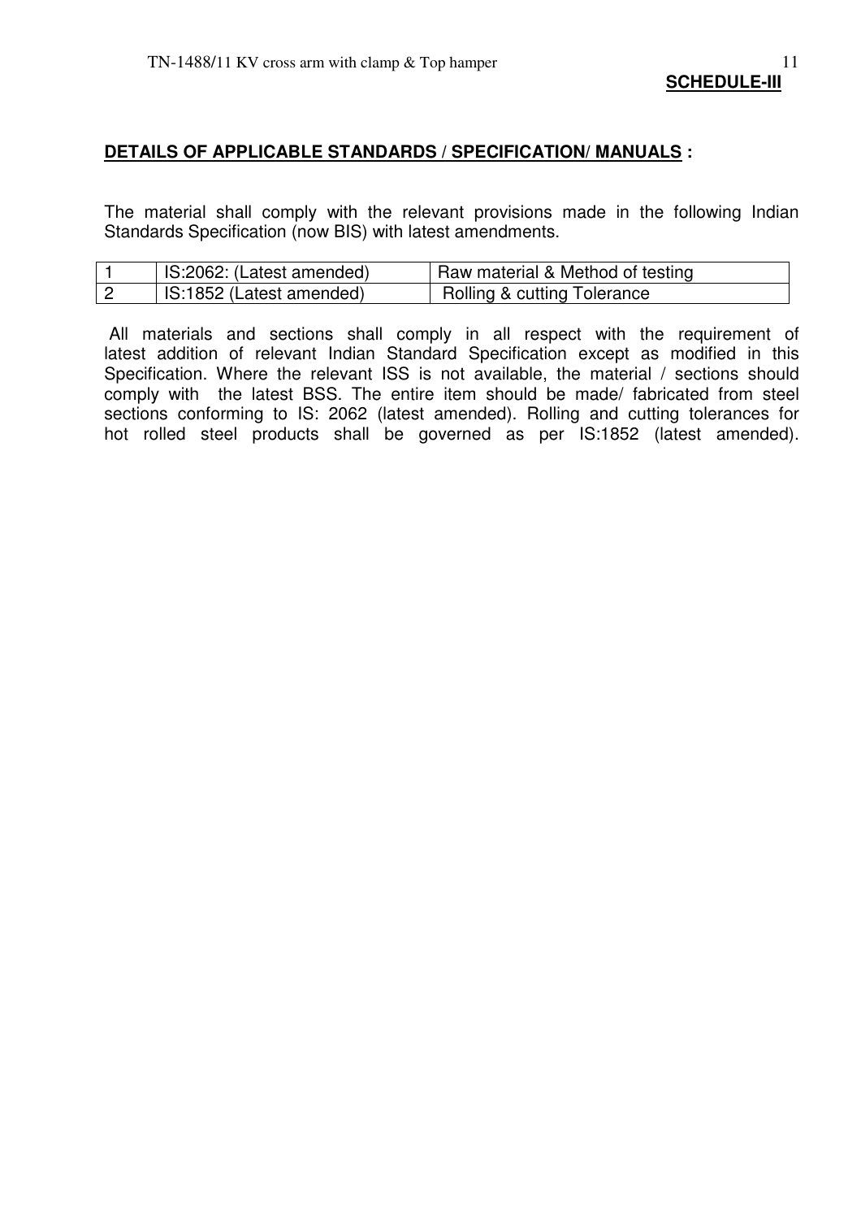**SCHEDULE-III**

## DETAILS OF APPLICABLE STANDARDS / SPECIFICATION/ MANUALS :

The material shall comply with the relevant provisions made in the following Indian Standards Specification (now BIS) with latest amendments.

| | | |
|---|---|---|
| 1 | IS:2062: (Latest amended) | Raw material & Method of testing |
| 2 | IS:1852 (Latest amended) | Rolling & cutting Tolerance |

All materials and sections shall comply in all respect with the requirement of latest addition of relevant Indian Standard Specification except as modified in this Specification. Where the relevant ISS is not available, the material / sections should comply with the latest BSS. The entire item should be made/ fabricated from steel sections conforming to IS: 2062 (latest amended). Rolling and cutting tolerances for hot rolled steel products shall be governed as per IS:1852 (latest amended).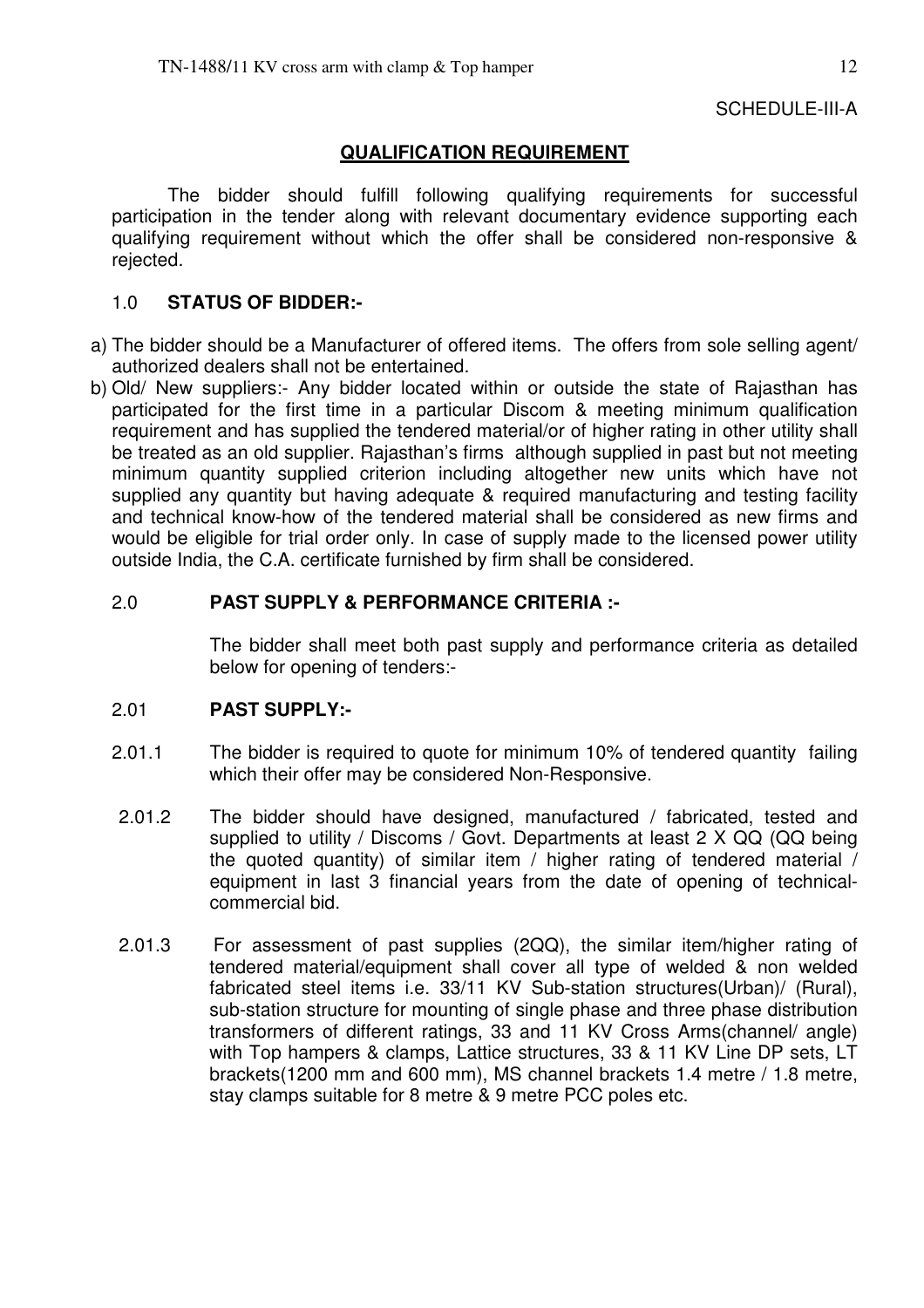SCHEDULE-III-A

## QUALIFICATION REQUIREMENT

The bidder should fulfill following qualifying requirements for successful participation in the tender along with relevant documentary evidence supporting each qualifying requirement without which the offer shall be considered non-responsive & rejected.

### 1.0 STATUS OF BIDDER:-

a) The bidder should be a Manufacturer of offered items. The offers from sole selling agent/ authorized dealers shall not be entertained.

b) Old/ New suppliers:- Any bidder located within or outside the state of Rajasthan has participated for the first time in a particular Discom & meeting minimum qualification requirement and has supplied the tendered material/or of higher rating in other utility shall be treated as an old supplier. Rajasthan's firms although supplied in past but not meeting minimum quantity supplied criterion including altogether new units which have not supplied any quantity but having adequate & required manufacturing and testing facility and technical know-how of the tendered material shall be considered as new firms and would be eligible for trial order only. In case of supply made to the licensed power utility outside India, the C.A. certificate furnished by firm shall be considered.

### 2.0 PAST SUPPLY & PERFORMANCE CRITERIA :-

The bidder shall meet both past supply and performance criteria as detailed below for opening of tenders:-

### 2.01 PAST SUPPLY:-

2.01.1 The bidder is required to quote for minimum 10% of tendered quantity failing which their offer may be considered Non-Responsive.

2.01.2 The bidder should have designed, manufactured / fabricated, tested and supplied to utility / Discoms / Govt. Departments at least 2 X QQ (QQ being the quoted quantity) of similar item / higher rating of tendered material / equipment in last 3 financial years from the date of opening of technical-commercial bid.

2.01.3 For assessment of past supplies (2QQ), the similar item/higher rating of tendered material/equipment shall cover all type of welded & non welded fabricated steel items i.e. 33/11 KV Sub-station structures(Urban)/ (Rural), sub-station structure for mounting of single phase and three phase distribution transformers of different ratings, 33 and 11 KV Cross Arms(channel/ angle) with Top hampers & clamps, Lattice structures, 33 & 11 KV Line DP sets, LT brackets(1200 mm and 600 mm), MS channel brackets 1.4 metre / 1.8 metre, stay clamps suitable for 8 metre & 9 metre PCC poles etc.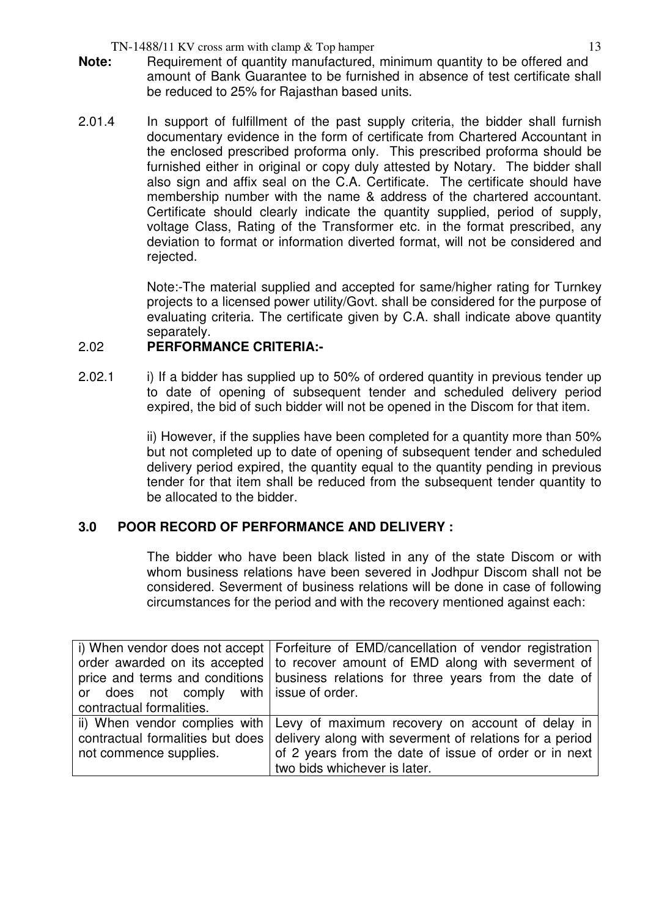**Note:** Requirement of quantity manufactured, minimum quantity to be offered and amount of Bank Guarantee to be furnished in absence of test certificate shall be reduced to 25% for Rajasthan based units.

2.01.4 In support of fulfillment of the past supply criteria, the bidder shall furnish documentary evidence in the form of certificate from Chartered Accountant in the enclosed prescribed proforma only. This prescribed proforma should be furnished either in original or copy duly attested by Notary. The bidder shall also sign and affix seal on the C.A. Certificate. The certificate should have membership number with the name & address of the chartered accountant. Certificate should clearly indicate the quantity supplied, period of supply, voltage Class, Rating of the Transformer etc. in the format prescribed, any deviation to format or information diverted format, will not be considered and rejected.

Note:-The material supplied and accepted for same/higher rating for Turnkey projects to a licensed power utility/Govt. shall be considered for the purpose of evaluating criteria. The certificate given by C.A. shall indicate above quantity separately.

## 2.02 PERFORMANCE CRITERIA:-

2.02.1 i) If a bidder has supplied up to 50% of ordered quantity in previous tender up to date of opening of subsequent tender and scheduled delivery period expired, the bid of such bidder will not be opened in the Discom for that item.

ii) However, if the supplies have been completed for a quantity more than 50% but not completed up to date of opening of subsequent tender and scheduled delivery period expired, the quantity equal to the quantity pending in previous tender for that item shall be reduced from the subsequent tender quantity to be allocated to the bidder.

## 3.0 POOR RECORD OF PERFORMANCE AND DELIVERY :

The bidder who have been black listed in any of the state Discom or with whom business relations have been severed in Jodhpur Discom shall not be considered. Severment of business relations will be done in case of following circumstances for the period and with the recovery mentioned against each:

| | |
|---|---|
| i) When vendor does not accept order awarded on its accepted price and terms and conditions or does not comply with contractual formalities. | Forfeiture of EMD/cancellation of vendor registration to recover amount of EMD along with severment of business relations for three years from the date of issue of order. |
| ii) When vendor complies with contractual formalities but does not commence supplies. | Levy of maximum recovery on account of delay in delivery along with severment of relations for a period of 2 years from the date of issue of order or in next two bids whichever is later. |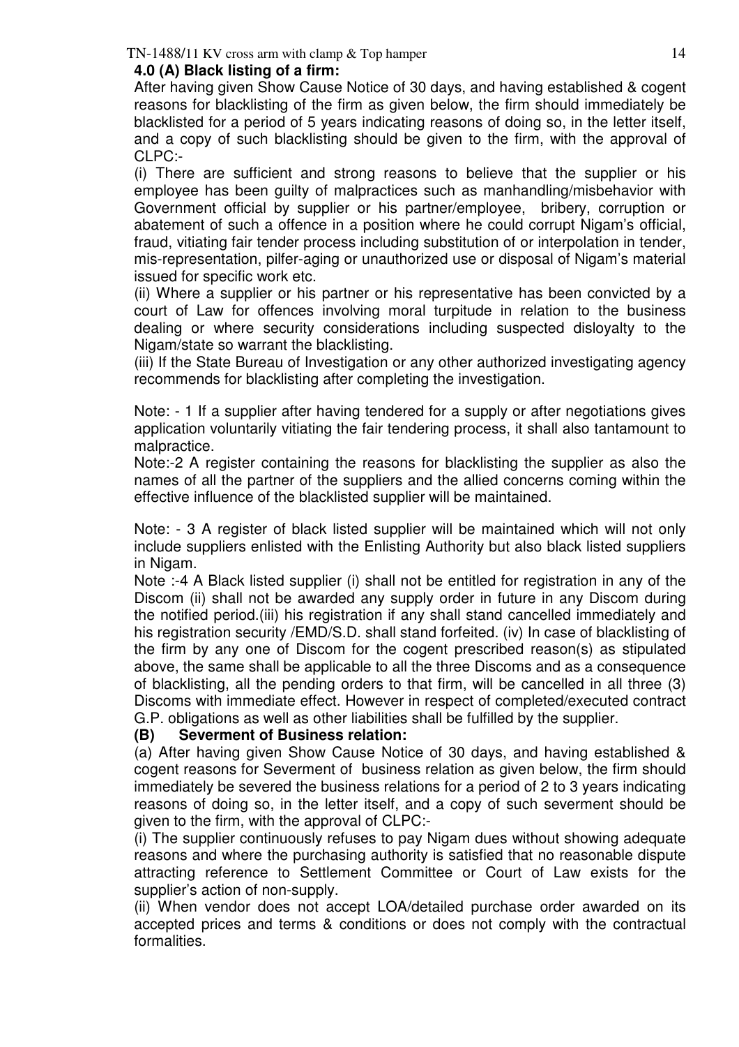**4.0 (A) Black listing of a firm:**

After having given Show Cause Notice of 30 days, and having established & cogent reasons for blacklisting of the firm as given below, the firm should immediately be blacklisted for a period of 5 years indicating reasons of doing so, in the letter itself, and a copy of such blacklisting should be given to the firm, with the approval of CLPC:-

(i) There are sufficient and strong reasons to believe that the supplier or his employee has been guilty of malpractices such as manhandling/misbehavior with Government official by supplier or his partner/employee, bribery, corruption or abatement of such a offence in a position where he could corrupt Nigam's official, fraud, vitiating fair tender process including substitution of or interpolation in tender, mis-representation, pilfer-aging or unauthorized use or disposal of Nigam's material issued for specific work etc.

(ii) Where a supplier or his partner or his representative has been convicted by a court of Law for offences involving moral turpitude in relation to the business dealing or where security considerations including suspected disloyalty to the Nigam/state so warrant the blacklisting.

(iii) If the State Bureau of Investigation or any other authorized investigating agency recommends for blacklisting after completing the investigation.

Note: - 1 If a supplier after having tendered for a supply or after negotiations gives application voluntarily vitiating the fair tendering process, it shall also tantamount to malpractice.

Note:-2 A register containing the reasons for blacklisting the supplier as also the names of all the partner of the suppliers and the allied concerns coming within the effective influence of the blacklisted supplier will be maintained.

Note: - 3 A register of black listed supplier will be maintained which will not only include suppliers enlisted with the Enlisting Authority but also black listed suppliers in Nigam.

Note :-4 A Black listed supplier (i) shall not be entitled for registration in any of the Discom (ii) shall not be awarded any supply order in future in any Discom during the notified period.(iii) his registration if any shall stand cancelled immediately and his registration security /EMD/S.D. shall stand forfeited. (iv) In case of blacklisting of the firm by any one of Discom for the cogent prescribed reason(s) as stipulated above, the same shall be applicable to all the three Discoms and as a consequence of blacklisting, all the pending orders to that firm, will be cancelled in all three (3) Discoms with immediate effect. However in respect of completed/executed contract G.P. obligations as well as other liabilities shall be fulfilled by the supplier.

**(B) Severment of Business relation:**

(a) After having given Show Cause Notice of 30 days, and having established & cogent reasons for Severment of business relation as given below, the firm should immediately be severed the business relations for a period of 2 to 3 years indicating reasons of doing so, in the letter itself, and a copy of such severment should be given to the firm, with the approval of CLPC:-

(i) The supplier continuously refuses to pay Nigam dues without showing adequate reasons and where the purchasing authority is satisfied that no reasonable dispute attracting reference to Settlement Committee or Court of Law exists for the supplier's action of non-supply.

(ii) When vendor does not accept LOA/detailed purchase order awarded on its accepted prices and terms & conditions or does not comply with the contractual formalities.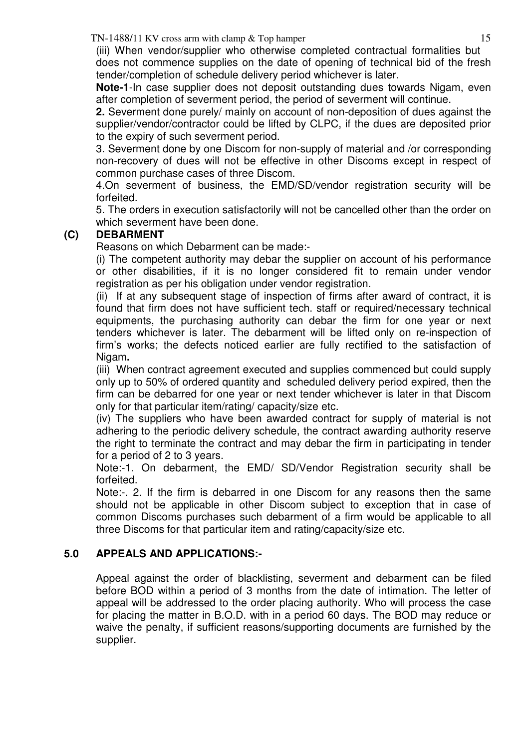(iii) When vendor/supplier who otherwise completed contractual formalities but does not commence supplies on the date of opening of technical bid of the fresh tender/completion of schedule delivery period whichever is later.

**Note-1**-In case supplier does not deposit outstanding dues towards Nigam, even after completion of severment period, the period of severment will continue.

**2.** Severment done purely/ mainly on account of non-deposition of dues against the supplier/vendor/contractor could be lifted by CLPC, if the dues are deposited prior to the expiry of such severment period.

3. Severment done by one Discom for non-supply of material and /or corresponding non-recovery of dues will not be effective in other Discoms except in respect of common purchase cases of three Discom.

4.On severment of business, the EMD/SD/vendor registration security will be forfeited.

5. The orders in execution satisfactorily will not be cancelled other than the order on which severment have been done.

**(C) DEBARMENT**

Reasons on which Debarment can be made:-

(i) The competent authority may debar the supplier on account of his performance or other disabilities, if it is no longer considered fit to remain under vendor registration as per his obligation under vendor registration.

(ii) If at any subsequent stage of inspection of firms after award of contract, it is found that firm does not have sufficient tech. staff or required/necessary technical equipments, the purchasing authority can debar the firm for one year or next tenders whichever is later. The debarment will be lifted only on re-inspection of firm's works; the defects noticed earlier are fully rectified to the satisfaction of Nigam**.**

(iii) When contract agreement executed and supplies commenced but could supply only up to 50% of ordered quantity and scheduled delivery period expired, then the firm can be debarred for one year or next tender whichever is later in that Discom only for that particular item/rating/ capacity/size etc.

(iv) The suppliers who have been awarded contract for supply of material is not adhering to the periodic delivery schedule, the contract awarding authority reserve the right to terminate the contract and may debar the firm in participating in tender for a period of 2 to 3 years.

Note:-1. On debarment, the EMD/ SD/Vendor Registration security shall be forfeited.

Note:-. 2. If the firm is debarred in one Discom for any reasons then the same should not be applicable in other Discom subject to exception that in case of common Discoms purchases such debarment of a firm would be applicable to all three Discoms for that particular item and rating/capacity/size etc.

## 5.0 APPEALS AND APPLICATIONS:-

Appeal against the order of blacklisting, severment and debarment can be filed before BOD within a period of 3 months from the date of intimation. The letter of appeal will be addressed to the order placing authority. Who will process the case for placing the matter in B.O.D. with in a period 60 days. The BOD may reduce or waive the penalty, if sufficient reasons/supporting documents are furnished by the supplier.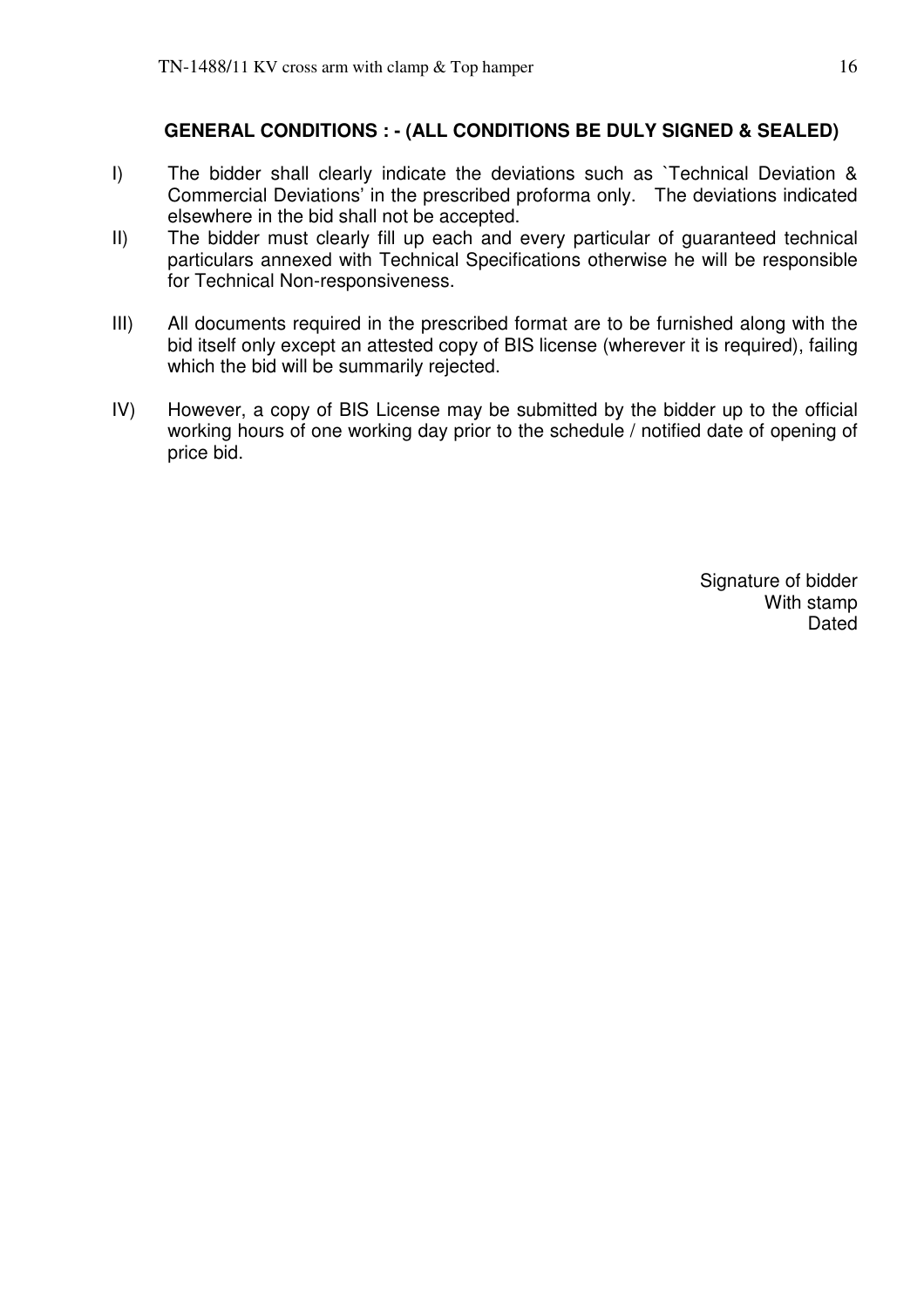## GENERAL CONDITIONS : - (ALL CONDITIONS BE DULY SIGNED & SEALED)

I) The bidder shall clearly indicate the deviations such as `Technical Deviation & Commercial Deviations' in the prescribed proforma only. The deviations indicated elsewhere in the bid shall not be accepted.

II) The bidder must clearly fill up each and every particular of guaranteed technical particulars annexed with Technical Specifications otherwise he will be responsible for Technical Non-responsiveness.

III) All documents required in the prescribed format are to be furnished along with the bid itself only except an attested copy of BIS license (wherever it is required), failing which the bid will be summarily rejected.

IV) However, a copy of BIS License may be submitted by the bidder up to the official working hours of one working day prior to the schedule / notified date of opening of price bid.

Signature of bidder
With stamp
Dated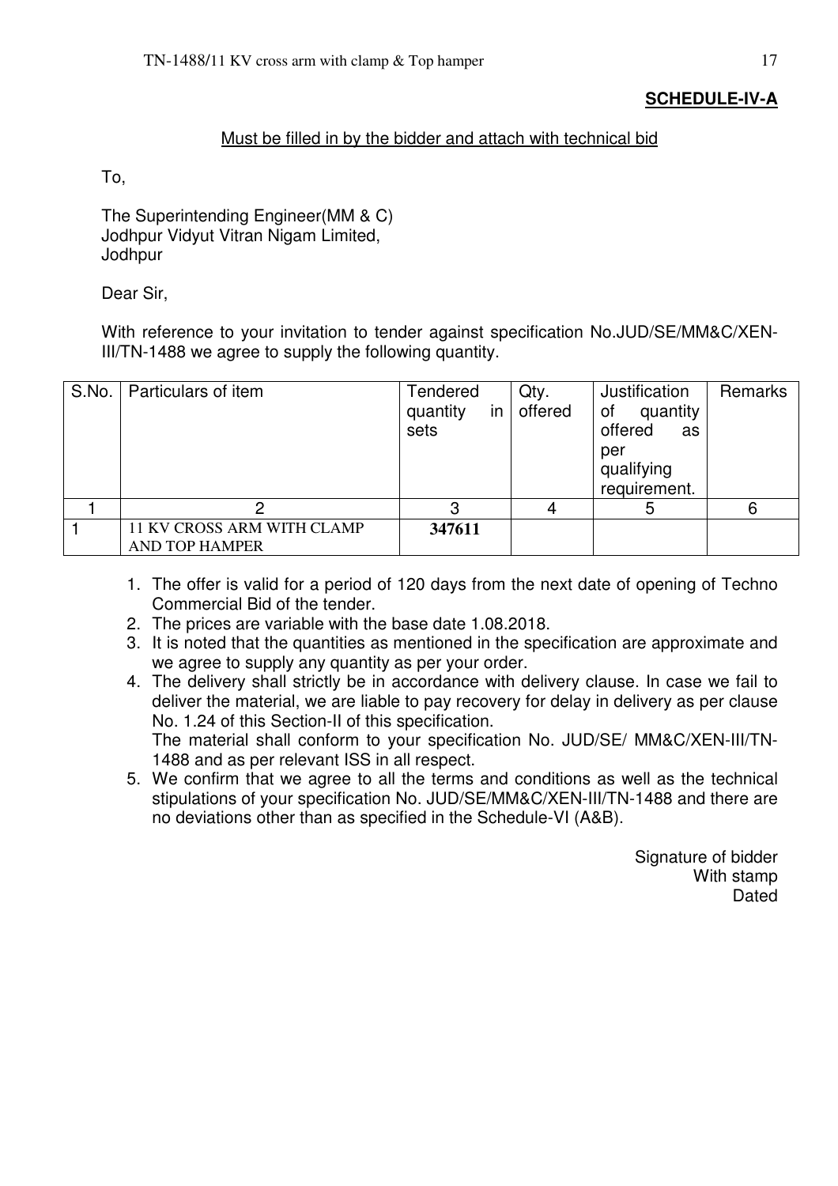**SCHEDULE-IV-A**

Must be filled in by the bidder and attach with technical bid

To,

The Superintending Engineer(MM & C)
Jodhpur Vidyut Vitran Nigam Limited,
Jodhpur

Dear Sir,

With reference to your invitation to tender against specification No.JUD/SE/MM&C/XEN-III/TN-1488 we agree to supply the following quantity.

| S.No. | Particulars of item | Tendered quantity in sets | Qty. offered | Justification of quantity offered as per qualifying requirement. | Remarks |
|---|---|---|---|---|---|
| 1 | 2 | 3 | 4 | 5 | 6 |
| 1 | 11 KV CROSS ARM WITH CLAMP AND TOP HAMPER | **347611** | | | |

1. The offer is valid for a period of 120 days from the next date of opening of Techno Commercial Bid of the tender.
2. The prices are variable with the base date 1.08.2018.
3. It is noted that the quantities as mentioned in the specification are approximate and we agree to supply any quantity as per your order.
4. The delivery shall strictly be in accordance with delivery clause. In case we fail to deliver the material, we are liable to pay recovery for delay in delivery as per clause No. 1.24 of this Section-II of this specification.
   The material shall conform to your specification No. JUD/SE/ MM&C/XEN-III/TN-1488 and as per relevant ISS in all respect.
5. We confirm that we agree to all the terms and conditions as well as the technical stipulations of your specification No. JUD/SE/MM&C/XEN-III/TN-1488 and there are no deviations other than as specified in the Schedule-VI (A&B).

Signature of bidder
With stamp
Dated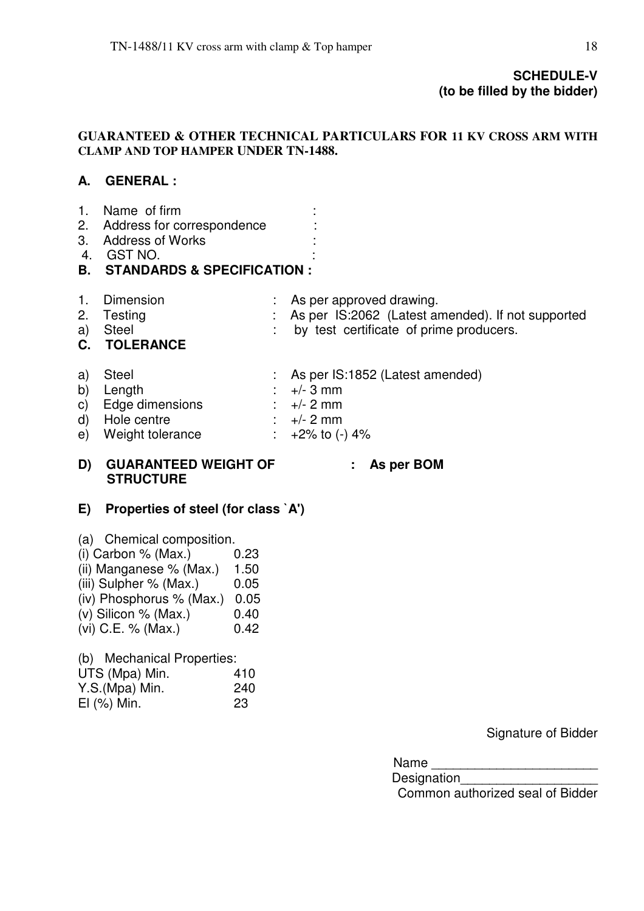**SCHEDULE-V**
**(to be filled by the bidder)**

**GUARANTEED & OTHER TECHNICAL PARTICULARS FOR 11 KV CROSS ARM WITH CLAMP AND TOP HAMPER UNDER TN-1488.**

## A. GENERAL :

1. Name of firm :
2. Address for correspondence :
3. Address of Works :
4. GST NO. :

## B. STANDARDS & SPECIFICATION :

1. Dimension : As per approved drawing.
2. Testing : As per IS:2062 (Latest amended). If not supported
   a) Steel : by test certificate of prime producers.

## C. TOLERANCE

a) Steel : As per IS:1852 (Latest amended)
b) Length : +/- 3 mm
c) Edge dimensions : +/- 2 mm
d) Hole centre : +/- 2 mm
e) Weight tolerance : +2% to (-) 4%

## D) GUARANTEED WEIGHT OF STRUCTURE : As per BOM

## E) Properties of steel (for class `A')

(a) Chemical composition.

| | |
|---|---|
| (i) Carbon % (Max.) | 0.23 |
| (ii) Manganese % (Max.) | 1.50 |
| (iii) Sulpher % (Max.) | 0.05 |
| (iv) Phosphorus % (Max.) | 0.05 |
| (v) Silicon % (Max.) | 0.40 |
| (vi) C.E. % (Max.) | 0.42 |

(b) Mechanical Properties:

| | |
|---|---|
| UTS (Mpa) Min. | 410 |
| Y.S.(Mpa) Min. | 240 |
| El (%) Min. | 23 |

Signature of Bidder

Name _______________________

Designation___________________

Common authorized seal of Bidder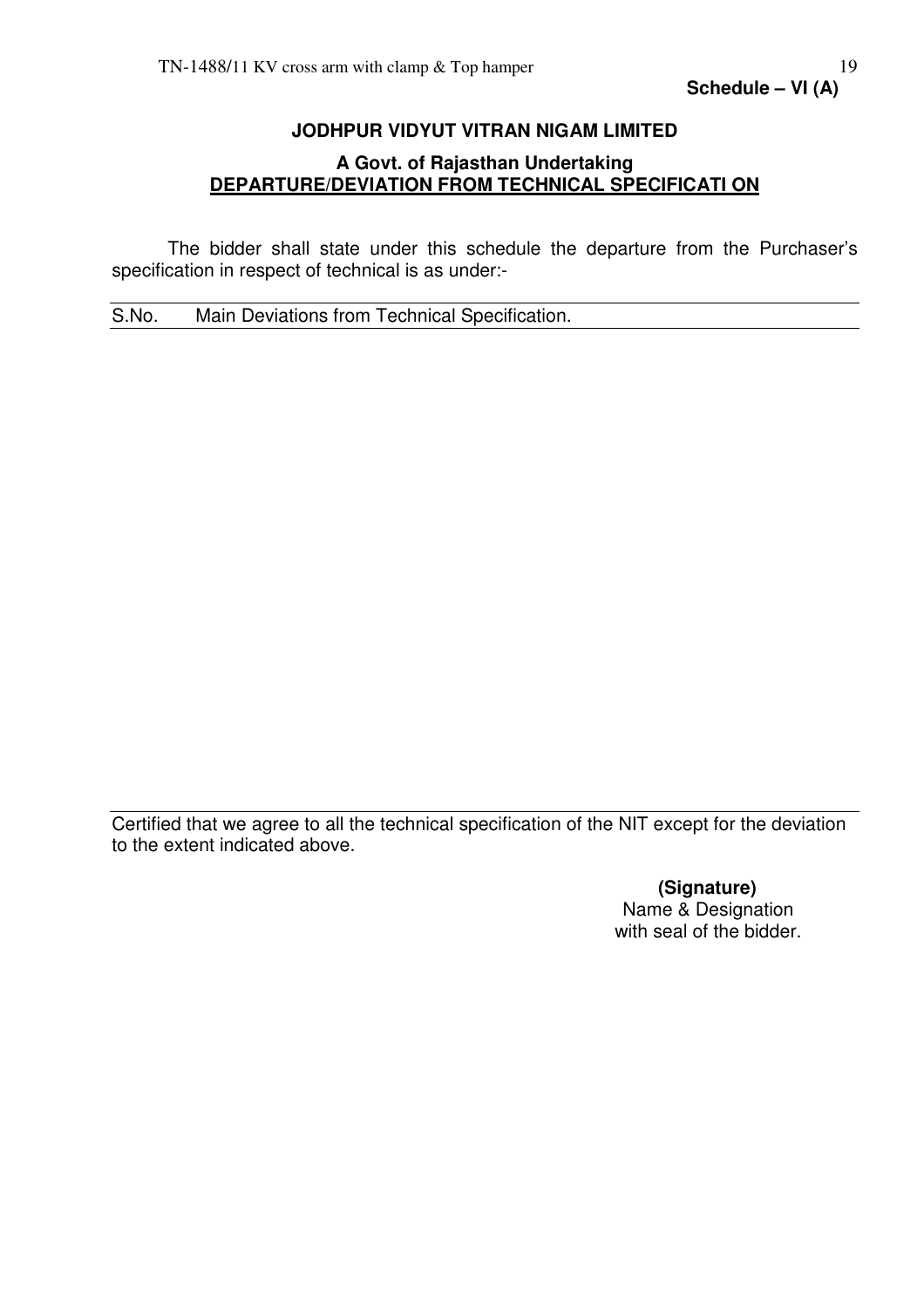**Schedule – VI (A)**

**JODHPUR VIDYUT VITRAN NIGAM LIMITED**

**A Govt. of Rajasthan Undertaking**

**DEPARTURE/DEVIATION FROM TECHNICAL SPECIFICATI ON**

The bidder shall state under this schedule the departure from the Purchaser's specification in respect of technical is as under:-

| S.No. | Main Deviations from Technical Specification. |
|---|---|
| | |

Certified that we agree to all the technical specification of the NIT except for the deviation to the extent indicated above.

**(Signature)**
Name & Designation
with seal of the bidder.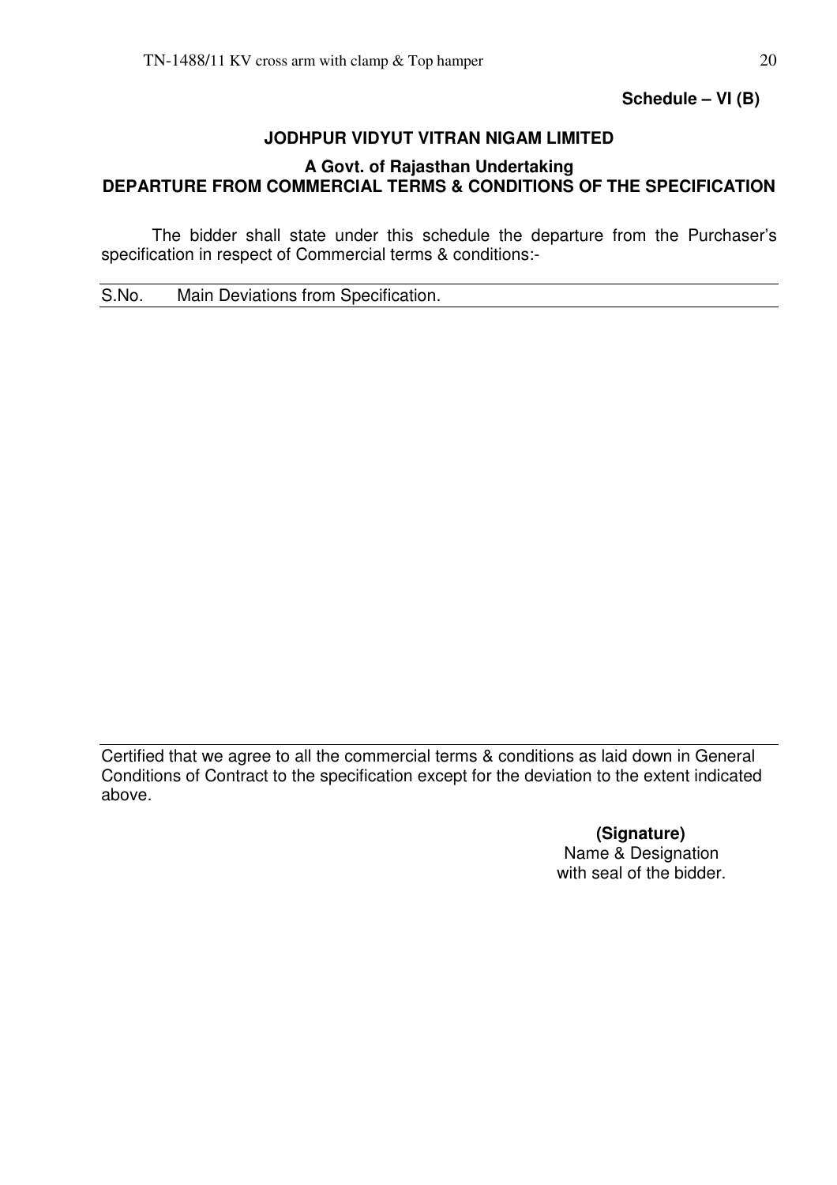**Schedule – VI (B)**

**JODHPUR VIDYUT VITRAN NIGAM LIMITED**

**A Govt. of Rajasthan Undertaking**
**DEPARTURE FROM COMMERCIAL TERMS & CONDITIONS OF THE SPECIFICATION**

The bidder shall state under this schedule the departure from the Purchaser's specification in respect of Commercial terms & conditions:-

| S.No. | Main Deviations from Specification. |
|---|---|
| | |

Certified that we agree to all the commercial terms & conditions as laid down in General Conditions of Contract to the specification except for the deviation to the extent indicated above.

**(Signature)**
Name & Designation
with seal of the bidder.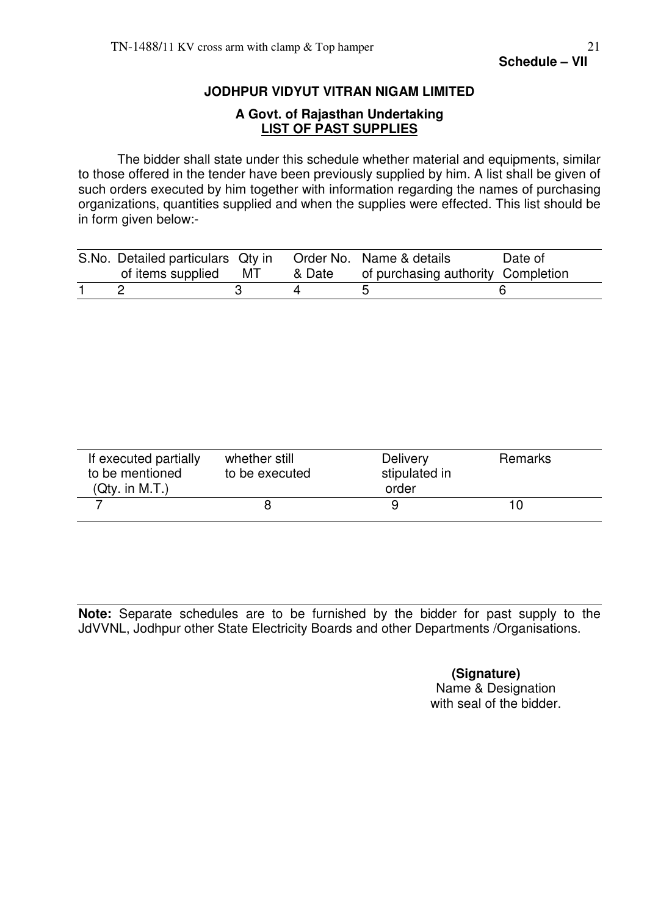**Schedule – VII**

**JODHPUR VIDYUT VITRAN NIGAM LIMITED**

**A Govt. of Rajasthan Undertaking**

**LIST OF PAST SUPPLIES**

The bidder shall state under this schedule whether material and equipments, similar to those offered in the tender have been previously supplied by him. A list shall be given of such orders executed by him together with information regarding the names of purchasing organizations, quantities supplied and when the supplies were effected. This list should be in form given below:-

| S.No. | Detailed particulars of items supplied | Qty in MT | Order No. & Date | Name & details of purchasing authority | Date of Completion |
|---|---|---|---|---|---|
| 1 | 2 | 3 | 4 | 5 | 6 |

| If executed partially to be mentioned (Qty. in M.T.) | whether still to be executed | Delivery stipulated in order | Remarks |
|---|---|---|---|
| 7 | 8 | 9 | 10 |

**Note:** Separate schedules are to be furnished by the bidder for past supply to the JdVVNL, Jodhpur other State Electricity Boards and other Departments /Organisations.

**(Signature)**
Name & Designation
with seal of the bidder.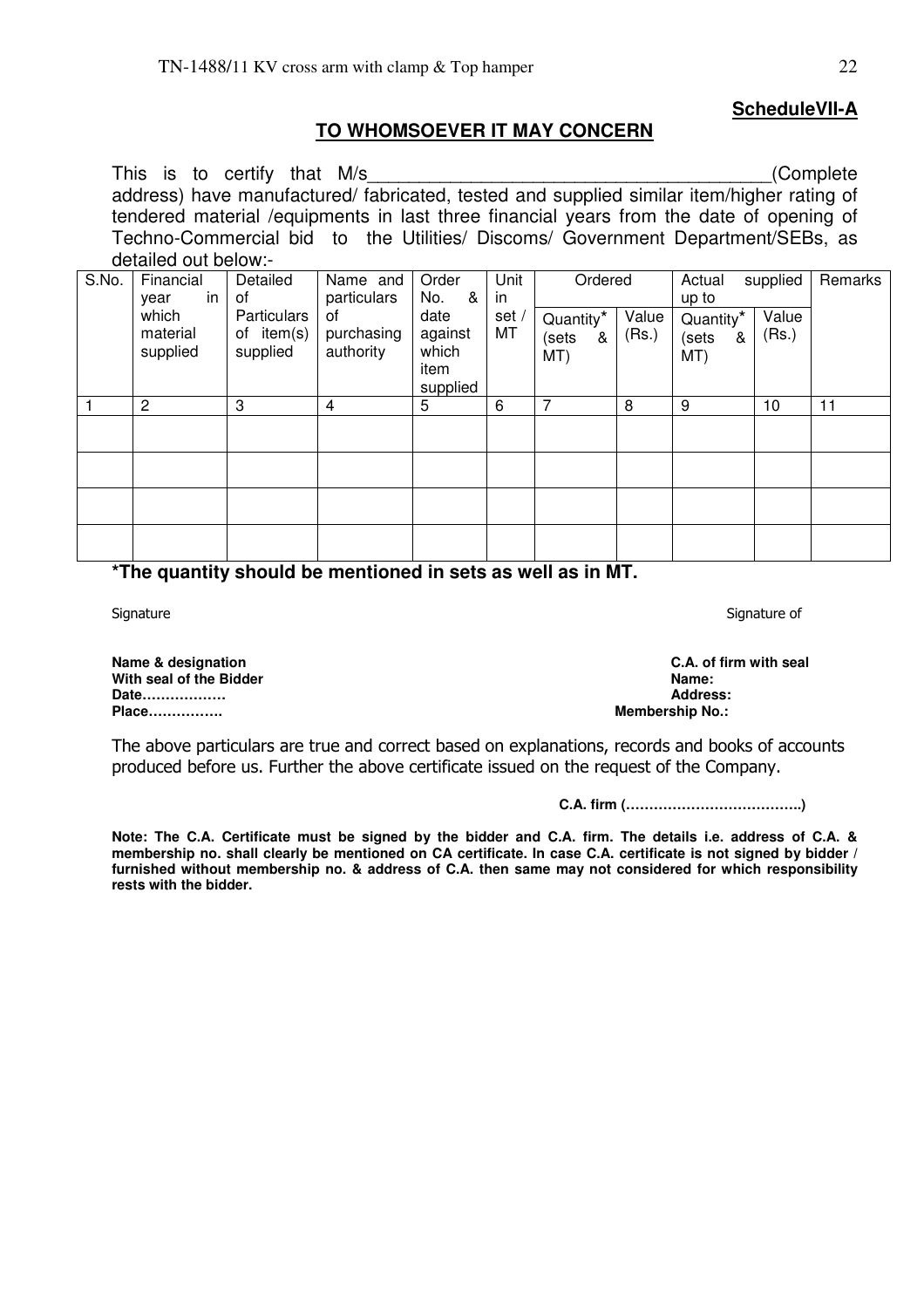**ScheduleVII-A**

## TO WHOMSOEVER IT MAY CONCERN

This is to certify that M/s_______________________________________(Complete address) have manufactured/ fabricated, tested and supplied similar item/higher rating of tendered material /equipments in last three financial years from the date of opening of Techno-Commercial bid to the Utilities/ Discoms/ Government Department/SEBs, as detailed out below:-

| S.No. | Financial year in which material supplied | Detailed of Particulars of item(s) supplied | Name and particulars of purchasing authority | Order No. & date against which item supplied | Unit in set / MT | Ordered | | Actual supplied up to | | Remarks |
|---|---|---|---|---|---|---|---|---|---|---|
| | | | | | | Quantity* (sets & MT) | Value (Rs.) | Quantity* (sets & MT) | Value (Rs.) | |
| 1 | 2 | 3 | 4 | 5 | 6 | 7 | 8 | 9 | 10 | 11 |
| | | | | | | | | | | |
| | | | | | | | | | | |
| | | | | | | | | | | |
| | | | | | | | | | | |

***The quantity should be mentioned in sets as well as in MT.**

Signature

**Name & designation**
**With seal of the Bidder**
**Date………………**
**Place…………….**

Signature of

**C.A. of firm with seal**
**Name:**
**Address:**
**Membership No.:**

The above particulars are true and correct based on explanations, records and books of accounts produced before us. Further the above certificate issued on the request of the Company.

**C.A. firm (………………………………..)**

**Note: The C.A. Certificate must be signed by the bidder and C.A. firm. The details i.e. address of C.A. & membership no. shall clearly be mentioned on CA certificate. In case C.A. certificate is not signed by bidder / furnished without membership no. & address of C.A. then same may not considered for which responsibility rests with the bidder.**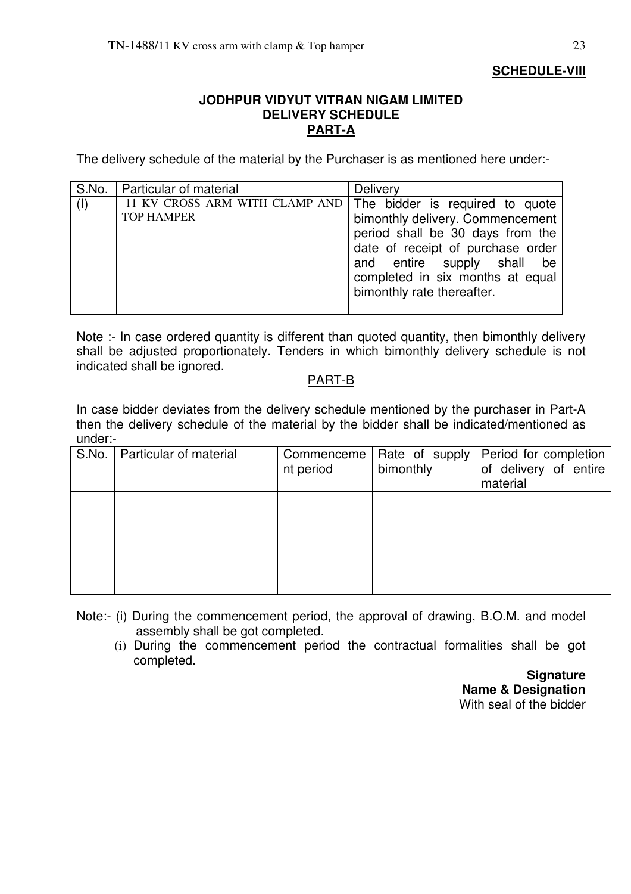**SCHEDULE-VIII**

**JODHPUR VIDYUT VITRAN NIGAM LIMITED**
**DELIVERY SCHEDULE**
**PART-A**

The delivery schedule of the material by the Purchaser is as mentioned here under:-

| S.No. | Particular of material | Delivery |
|---|---|---|
| (I) | 11 KV CROSS ARM WITH CLAMP AND TOP HAMPER | The bidder is required to quote bimonthly delivery. Commencement period shall be 30 days from the date of receipt of purchase order and entire supply shall be completed in six months at equal bimonthly rate thereafter. |

Note :- In case ordered quantity is different than quoted quantity, then bimonthly delivery shall be adjusted proportionately. Tenders in which bimonthly delivery schedule is not indicated shall be ignored.

PART-B

In case bidder deviates from the delivery schedule mentioned by the purchaser in Part-A then the delivery schedule of the material by the bidder shall be indicated/mentioned as under:-

| S.No. | Particular of material | Commencement period | Rate of supply bimonthly | Period for completion of delivery of entire material |
|---|---|---|---|---|
| | | | | |

Note:- (i) During the commencement period, the approval of drawing, B.O.M. and model assembly shall be got completed.

(i) During the commencement period the contractual formalities shall be got completed.

**Signature**
**Name & Designation**
With seal of the bidder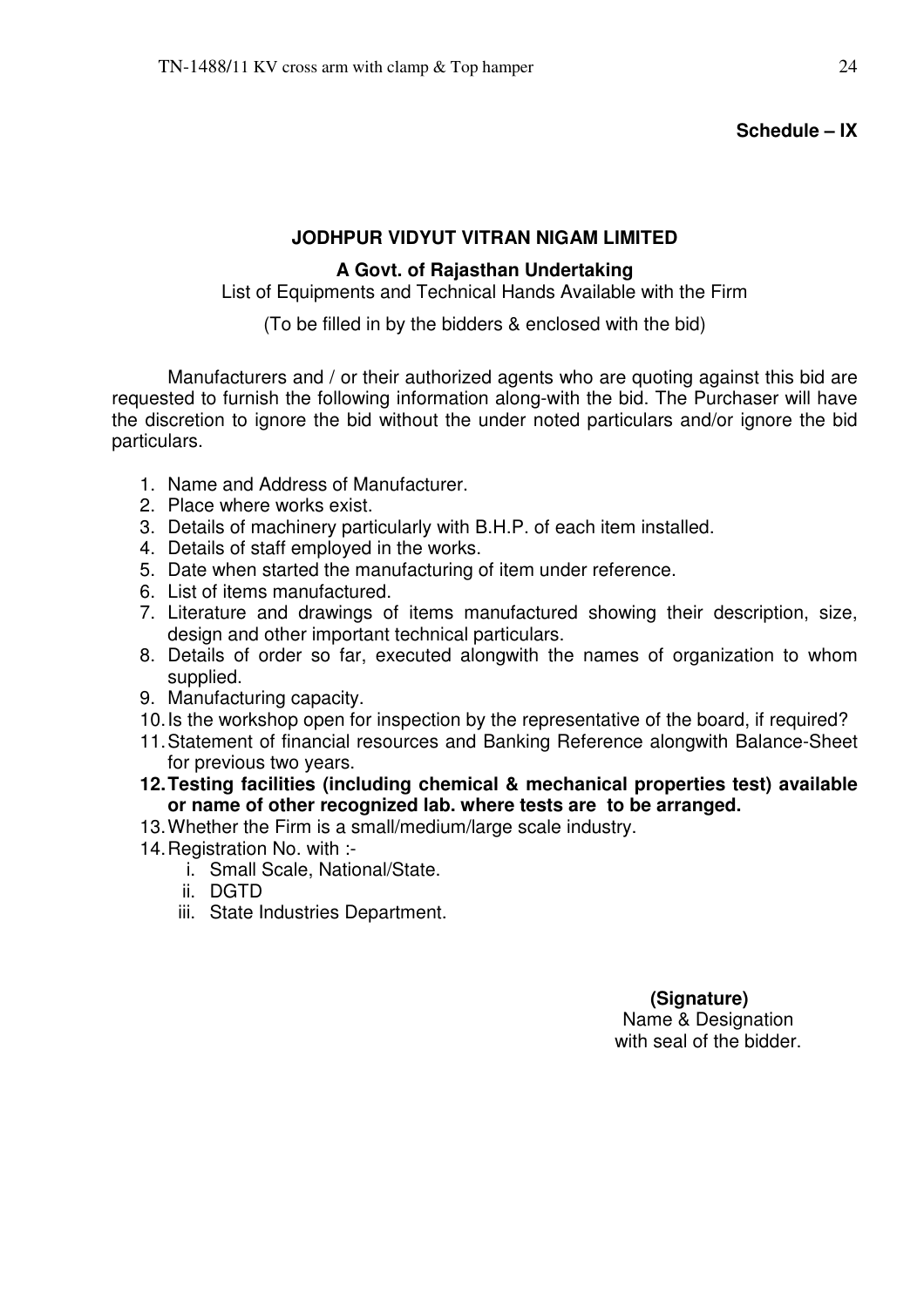**Schedule – IX**

**JODHPUR VIDYUT VITRAN NIGAM LIMITED**

**A Govt. of Rajasthan Undertaking**

List of Equipments and Technical Hands Available with the Firm

(To be filled in by the bidders & enclosed with the bid)

Manufacturers and / or their authorized agents who are quoting against this bid are requested to furnish the following information along-with the bid. The Purchaser will have the discretion to ignore the bid without the under noted particulars and/or ignore the bid particulars.

1. Name and Address of Manufacturer.
2. Place where works exist.
3. Details of machinery particularly with B.H.P. of each item installed.
4. Details of staff employed in the works.
5. Date when started the manufacturing of item under reference.
6. List of items manufactured.
7. Literature and drawings of items manufactured showing their description, size, design and other important technical particulars.
8. Details of order so far, executed alongwith the names of organization to whom supplied.
9. Manufacturing capacity.
10. Is the workshop open for inspection by the representative of the board, if required?
11. Statement of financial resources and Banking Reference alongwith Balance-Sheet for previous two years.
12. **Testing facilities (including chemical & mechanical properties test) available or name of other recognized lab. where tests are to be arranged.**
13. Whether the Firm is a small/medium/large scale industry.
14. Registration No. with :-
    i. Small Scale, National/State.
    ii. DGTD
    iii. State Industries Department.

**(Signature)**
Name & Designation
with seal of the bidder.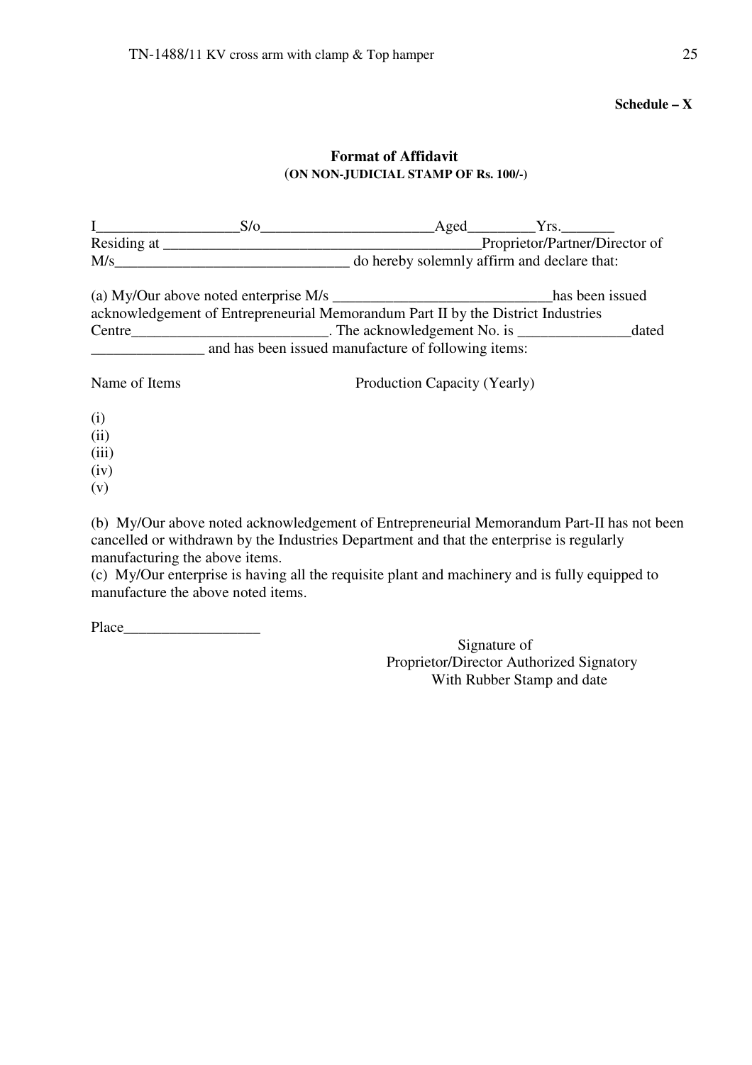**Schedule – X**

**Format of Affidavit**
(**ON NON-JUDICIAL STAMP OF Rs. 100/-**)

I___________________S/o_______________________Aged_________Yrs._______
Residing at ___________________________________________Proprietor/Partner/Director of
M/s________________________________ do hereby solemnly affirm and declare that:

(a) My/Our above noted enterprise M/s ______________________________has been issued acknowledgement of Entrepreneurial Memorandum Part II by the District Industries Centre___________________________. The acknowledgement No. is _______________dated _______________ and has been issued manufacture of following items:

Name of Items                                                Production Capacity (Yearly)

(i)
(ii)
(iii)
(iv)
(v)

(b) My/Our above noted acknowledgement of Entrepreneurial Memorandum Part-II has not been cancelled or withdrawn by the Industries Department and that the enterprise is regularly manufacturing the above items.
(c) My/Our enterprise is having all the requisite plant and machinery and is fully equipped to manufacture the above noted items.

Place__________________

Signature of
Proprietor/Director Authorized Signatory
With Rubber Stamp and date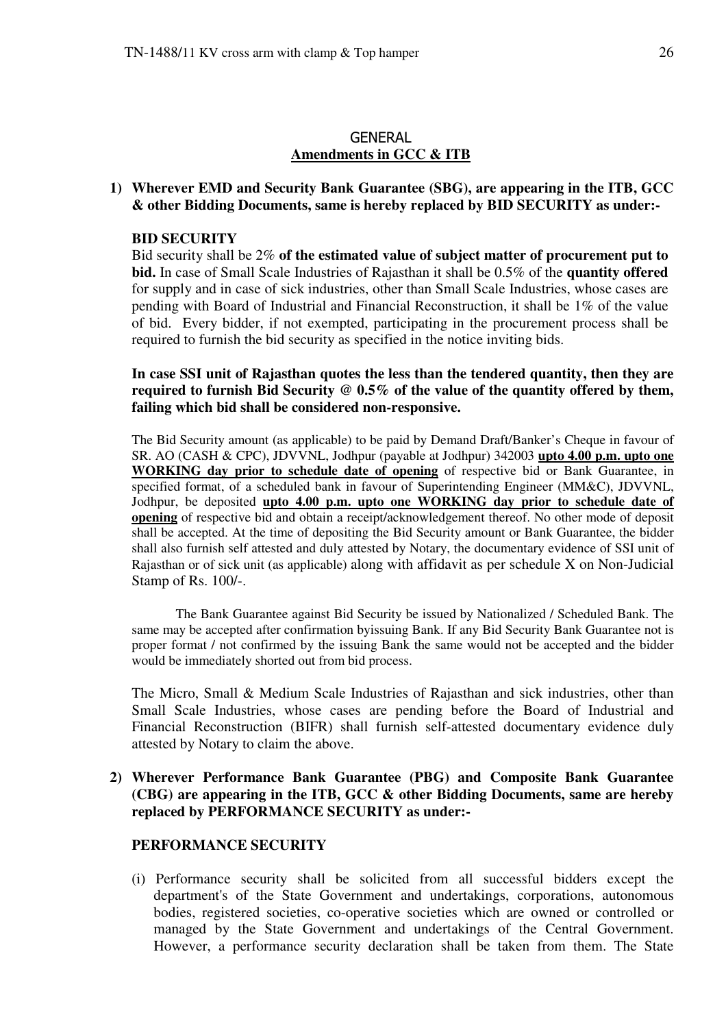## GENERAL

## Amendments in GCC & ITB

**1) Wherever EMD and Security Bank Guarantee (SBG), are appearing in the ITB, GCC & other Bidding Documents, same is hereby replaced by BID SECURITY as under:-**

**BID SECURITY**

Bid security shall be 2% **of the estimated value of subject matter of procurement put to bid.** In case of Small Scale Industries of Rajasthan it shall be 0.5% of the **quantity offered** for supply and in case of sick industries, other than Small Scale Industries, whose cases are pending with Board of Industrial and Financial Reconstruction, it shall be 1% of the value of bid. Every bidder, if not exempted, participating in the procurement process shall be required to furnish the bid security as specified in the notice inviting bids.

**In case SSI unit of Rajasthan quotes the less than the tendered quantity, then they are required to furnish Bid Security @ 0.5% of the value of the quantity offered by them, failing which bid shall be considered non-responsive.**

The Bid Security amount (as applicable) to be paid by Demand Draft/Banker's Cheque in favour of SR. AO (CASH & CPC), JDVVNL, Jodhpur (payable at Jodhpur) 342003 **upto 4.00 p.m. upto one WORKING day prior to schedule date of opening** of respective bid or Bank Guarantee, in specified format, of a scheduled bank in favour of Superintending Engineer (MM&C), JDVVNL, Jodhpur, be deposited **upto 4.00 p.m. upto one WORKING day prior to schedule date of opening** of respective bid and obtain a receipt/acknowledgement thereof. No other mode of deposit shall be accepted. At the time of depositing the Bid Security amount or Bank Guarantee, the bidder shall also furnish self attested and duly attested by Notary, the documentary evidence of SSI unit of Rajasthan or of sick unit (as applicable) along with affidavit as per schedule X on Non-Judicial Stamp of Rs. 100/-.

The Bank Guarantee against Bid Security be issued by Nationalized / Scheduled Bank. The same may be accepted after confirmation byissuing Bank. If any Bid Security Bank Guarantee not is proper format / not confirmed by the issuing Bank the same would not be accepted and the bidder would be immediately shorted out from bid process.

The Micro, Small & Medium Scale Industries of Rajasthan and sick industries, other than Small Scale Industries, whose cases are pending before the Board of Industrial and Financial Reconstruction (BIFR) shall furnish self-attested documentary evidence duly attested by Notary to claim the above.

**2) Wherever Performance Bank Guarantee (PBG) and Composite Bank Guarantee (CBG) are appearing in the ITB, GCC & other Bidding Documents, same are hereby replaced by PERFORMANCE SECURITY as under:-**

**PERFORMANCE SECURITY**

(i) Performance security shall be solicited from all successful bidders except the department's of the State Government and undertakings, corporations, autonomous bodies, registered societies, co-operative societies which are owned or controlled or managed by the State Government and undertakings of the Central Government. However, a performance security declaration shall be taken from them. The State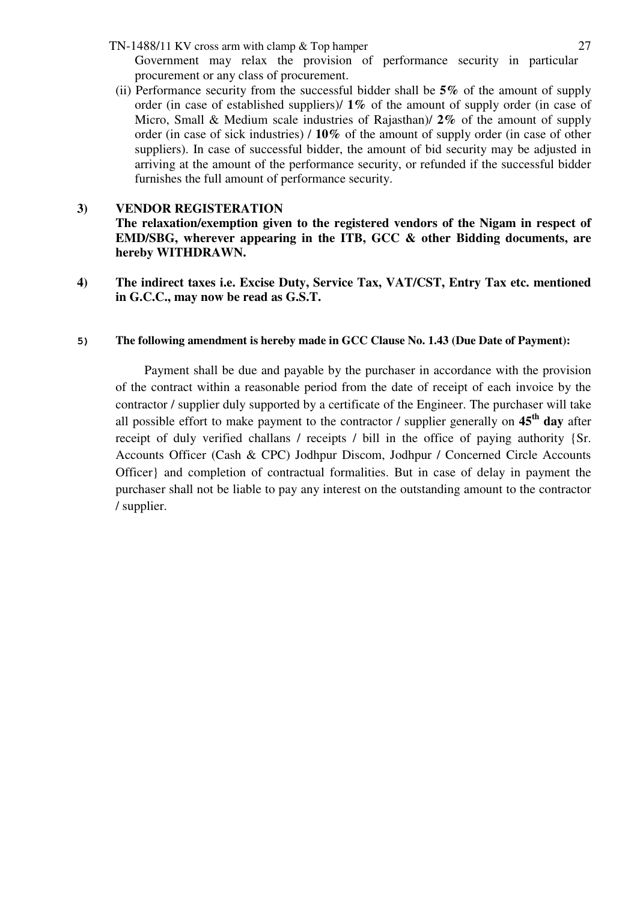Government may relax the provision of performance security in particular procurement or any class of procurement.

(ii) Performance security from the successful bidder shall be **5%** of the amount of supply order (in case of established suppliers)/ **1%** of the amount of supply order (in case of Micro, Small & Medium scale industries of Rajasthan)/ **2%** of the amount of supply order (in case of sick industries) / **10%** of the amount of supply order (in case of other suppliers). In case of successful bidder, the amount of bid security may be adjusted in arriving at the amount of the performance security, or refunded if the successful bidder furnishes the full amount of performance security.

**3) VENDOR REGISTERATION**

**The relaxation/exemption given to the registered vendors of the Nigam in respect of EMD/SBG, wherever appearing in the ITB, GCC & other Bidding documents, are hereby WITHDRAWN.**

**4) The indirect taxes i.e. Excise Duty, Service Tax, VAT/CST, Entry Tax etc. mentioned in G.C.C., may now be read as G.S.T.**

**5) The following amendment is hereby made in GCC Clause No. 1.43 (Due Date of Payment):**

Payment shall be due and payable by the purchaser in accordance with the provision of the contract within a reasonable period from the date of receipt of each invoice by the contractor / supplier duly supported by a certificate of the Engineer. The purchaser will take all possible effort to make payment to the contractor / supplier generally on **45th day** after receipt of duly verified challans / receipts / bill in the office of paying authority {Sr. Accounts Officer (Cash & CPC) Jodhpur Discom, Jodhpur / Concerned Circle Accounts Officer} and completion of contractual formalities. But in case of delay in payment the purchaser shall not be liable to pay any interest on the outstanding amount to the contractor / supplier.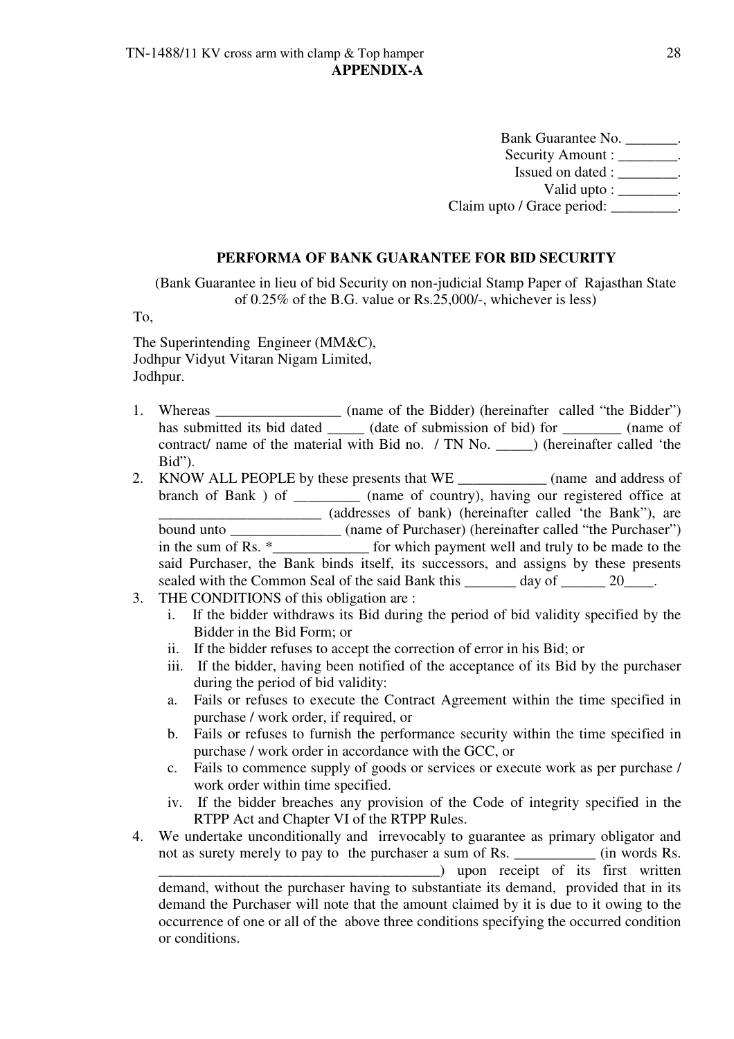**APPENDIX-A**

Bank Guarantee No. _______.
Security Amount : ________.
Issued on dated : ________.
Valid upto : ________.
Claim upto / Grace period: _________.

**PERFORMA OF BANK GUARANTEE FOR BID SECURITY**

(Bank Guarantee in lieu of bid Security on non-judicial Stamp Paper of Rajasthan State of 0.25% of the B.G. value or Rs.25,000/-, whichever is less)

To,

The Superintending Engineer (MM&C),
Jodhpur Vidyut Vitaran Nigam Limited,
Jodhpur.

1. Whereas _________________ (name of the Bidder) (hereinafter called "the Bidder") has submitted its bid dated _____ (date of submission of bid) for ________ (name of contract/ name of the material with Bid no. / TN No. _____) (hereinafter called 'the Bid").
2. KNOW ALL PEOPLE by these presents that WE ____________ (name and address of branch of Bank ) of _________ (name of country), having our registered office at ______________________ (addresses of bank) (hereinafter called 'the Bank"), are bound unto _______________ (name of Purchaser) (hereinafter called "the Purchaser") in the sum of Rs. *_____________ for which payment well and truly to be made to the said Purchaser, the Bank binds itself, its successors, and assigns by these presents sealed with the Common Seal of the said Bank this _______ day of ______ 20____.
3. THE CONDITIONS of this obligation are :
   i. If the bidder withdraws its Bid during the period of bid validity specified by the Bidder in the Bid Form; or
   ii. If the bidder refuses to accept the correction of error in his Bid; or
   iii. If the bidder, having been notified of the acceptance of its Bid by the purchaser during the period of bid validity:
   a. Fails or refuses to execute the Contract Agreement within the time specified in purchase / work order, if required, or
   b. Fails or refuses to furnish the performance security within the time specified in purchase / work order in accordance with the GCC, or
   c. Fails to commence supply of goods or services or execute work as per purchase / work order within time specified.
   iv. If the bidder breaches any provision of the Code of integrity specified in the RTPP Act and Chapter VI of the RTPP Rules.
4. We undertake unconditionally and irrevocably to guarantee as primary obligator and not as surety merely to pay to the purchaser a sum of Rs. ___________ (in words Rs. ______________________________________) upon receipt of its first written demand, without the purchaser having to substantiate its demand, provided that in its demand the Purchaser will note that the amount claimed by it is due to it owing to the occurrence of one or all of the above three conditions specifying the occurred condition or conditions.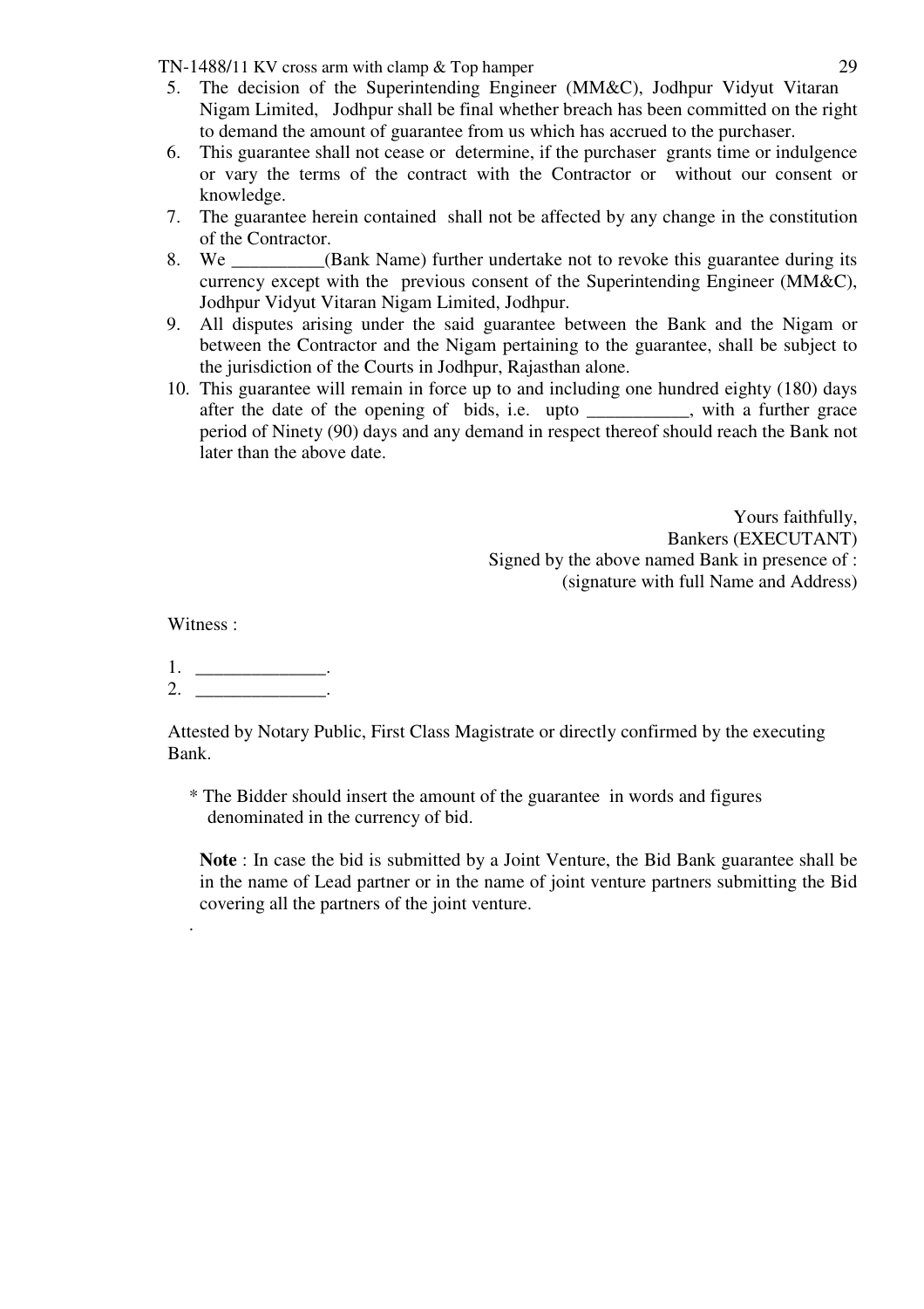5. The decision of the Superintending Engineer (MM&C), Jodhpur Vidyut Vitaran Nigam Limited, Jodhpur shall be final whether breach has been committed on the right to demand the amount of guarantee from us which has accrued to the purchaser.
6. This guarantee shall not cease or determine, if the purchaser grants time or indulgence or vary the terms of the contract with the Contractor or without our consent or knowledge.
7. The guarantee herein contained shall not be affected by any change in the constitution of the Contractor.
8. We __________(Bank Name) further undertake not to revoke this guarantee during its currency except with the previous consent of the Superintending Engineer (MM&C), Jodhpur Vidyut Vitaran Nigam Limited, Jodhpur.
9. All disputes arising under the said guarantee between the Bank and the Nigam or between the Contractor and the Nigam pertaining to the guarantee, shall be subject to the jurisdiction of the Courts in Jodhpur, Rajasthan alone.
10. This guarantee will remain in force up to and including one hundred eighty (180) days after the date of the opening of bids, i.e. upto ___________, with a further grace period of Ninety (90) days and any demand in respect thereof should reach the Bank not later than the above date.

Yours faithfully,
Bankers (EXECUTANT)
Signed by the above named Bank in presence of :
(signature with full Name and Address)

Witness :

1. ______________.
2. ______________.

Attested by Notary Public, First Class Magistrate or directly confirmed by the executing Bank.

* The Bidder should insert the amount of the guarantee in words and figures denominated in the currency of bid.

**Note** : In case the bid is submitted by a Joint Venture, the Bid Bank guarantee shall be in the name of Lead partner or in the name of joint venture partners submitting the Bid covering all the partners of the joint venture.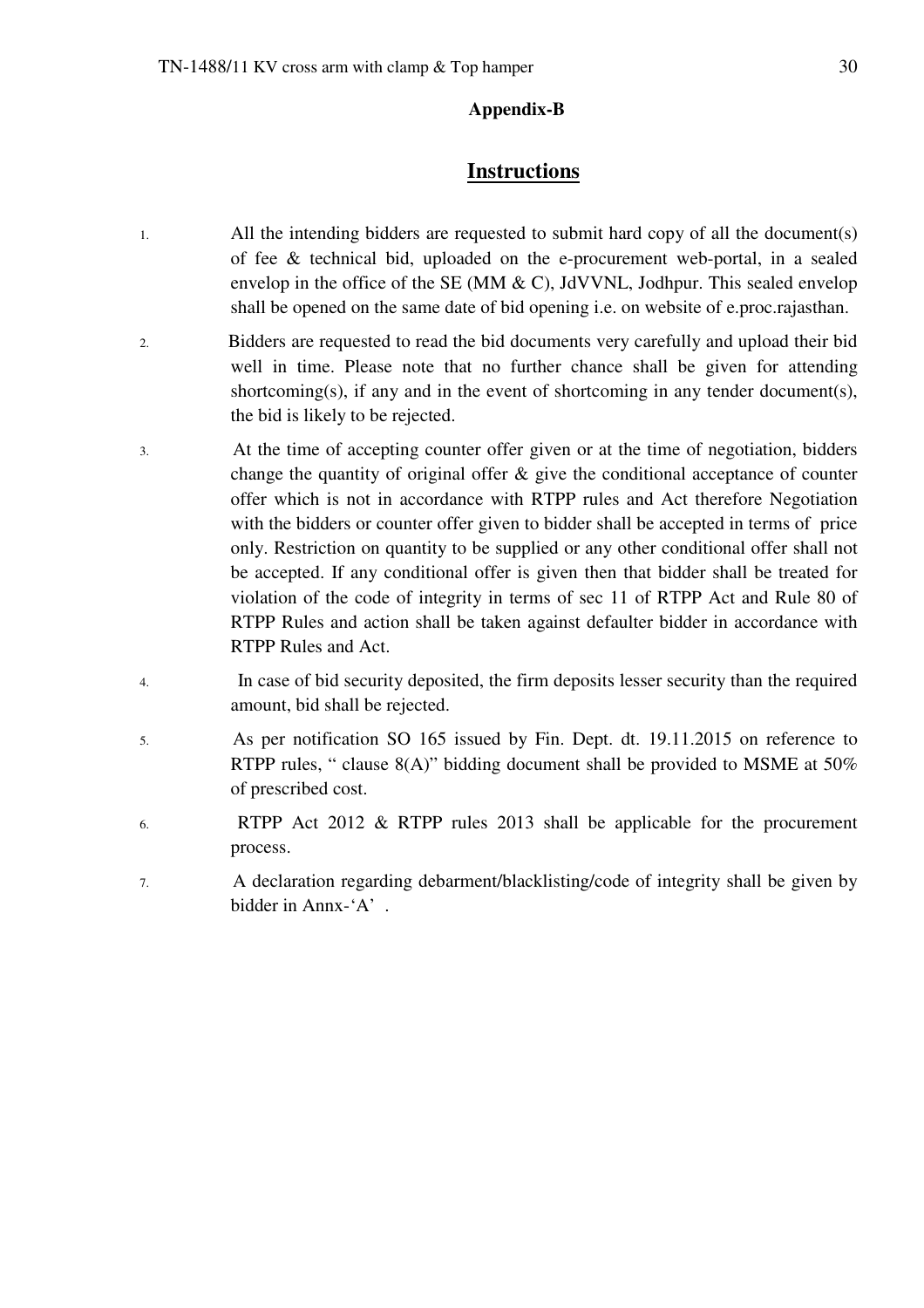**Appendix-B**

## Instructions

1. All the intending bidders are requested to submit hard copy of all the document(s) of fee & technical bid, uploaded on the e-procurement web-portal, in a sealed envelop in the office of the SE (MM & C), JdVVNL, Jodhpur. This sealed envelop shall be opened on the same date of bid opening i.e. on website of e.proc.rajasthan.

2. Bidders are requested to read the bid documents very carefully and upload their bid well in time. Please note that no further chance shall be given for attending shortcoming(s), if any and in the event of shortcoming in any tender document(s), the bid is likely to be rejected.

3. At the time of accepting counter offer given or at the time of negotiation, bidders change the quantity of original offer & give the conditional acceptance of counter offer which is not in accordance with RTPP rules and Act therefore Negotiation with the bidders or counter offer given to bidder shall be accepted in terms of price only. Restriction on quantity to be supplied or any other conditional offer shall not be accepted. If any conditional offer is given then that bidder shall be treated for violation of the code of integrity in terms of sec 11 of RTPP Act and Rule 80 of RTPP Rules and action shall be taken against defaulter bidder in accordance with RTPP Rules and Act.

4. In case of bid security deposited, the firm deposits lesser security than the required amount, bid shall be rejected.

5. As per notification SO 165 issued by Fin. Dept. dt. 19.11.2015 on reference to RTPP rules, " clause 8(A)" bidding document shall be provided to MSME at 50% of prescribed cost.

6. RTPP Act 2012 & RTPP rules 2013 shall be applicable for the procurement process.

7. A declaration regarding debarment/blacklisting/code of integrity shall be given by bidder in Annx-'A' .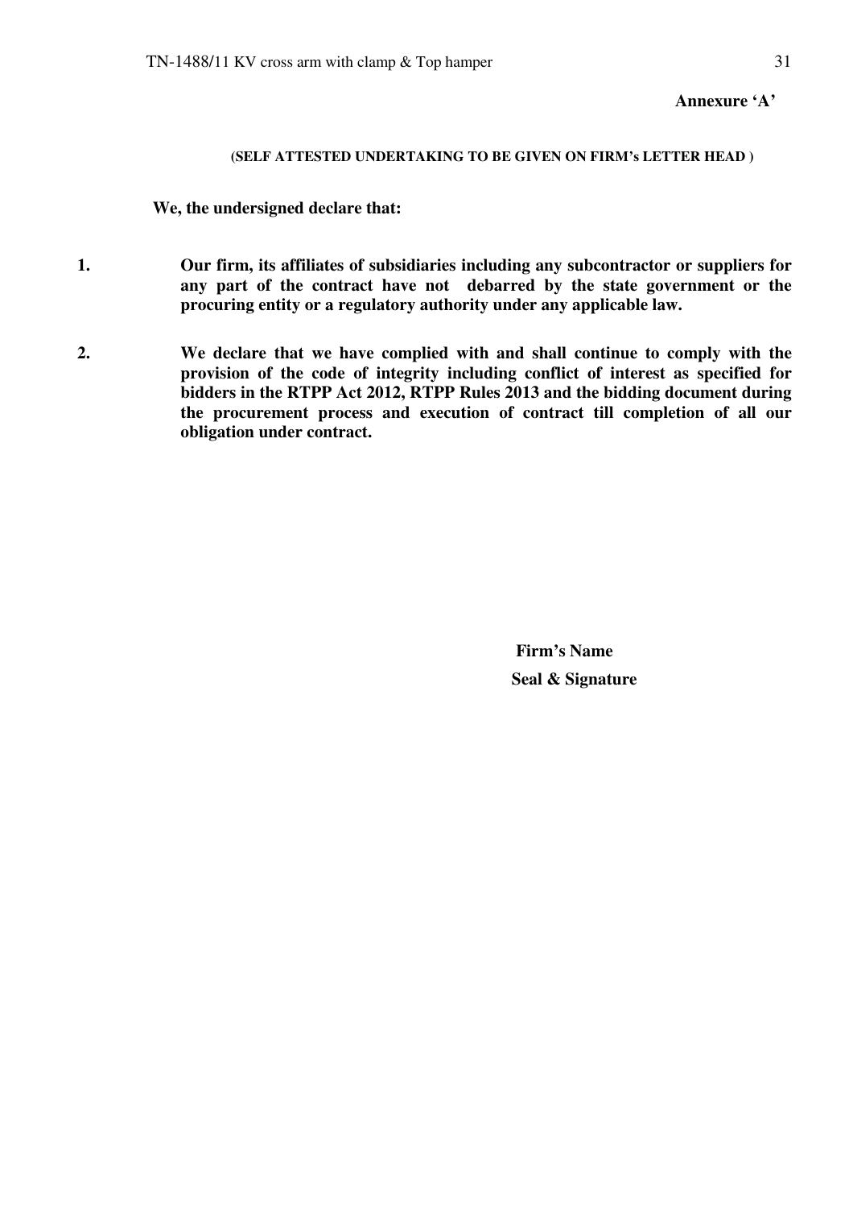**Annexure 'A'**

**(SELF ATTESTED UNDERTAKING TO BE GIVEN ON FIRM's LETTER HEAD )**

**We, the undersigned declare that:**

1. **Our firm, its affiliates of subsidiaries including any subcontractor or suppliers for any part of the contract have not debarred by the state government or the procuring entity or a regulatory authority under any applicable law.**

2. **We declare that we have complied with and shall continue to comply with the provision of the code of integrity including conflict of interest as specified for bidders in the RTPP Act 2012, RTPP Rules 2013 and the bidding document during the procurement process and execution of contract till completion of all our obligation under contract.**

**Firm's Name**

**Seal & Signature**